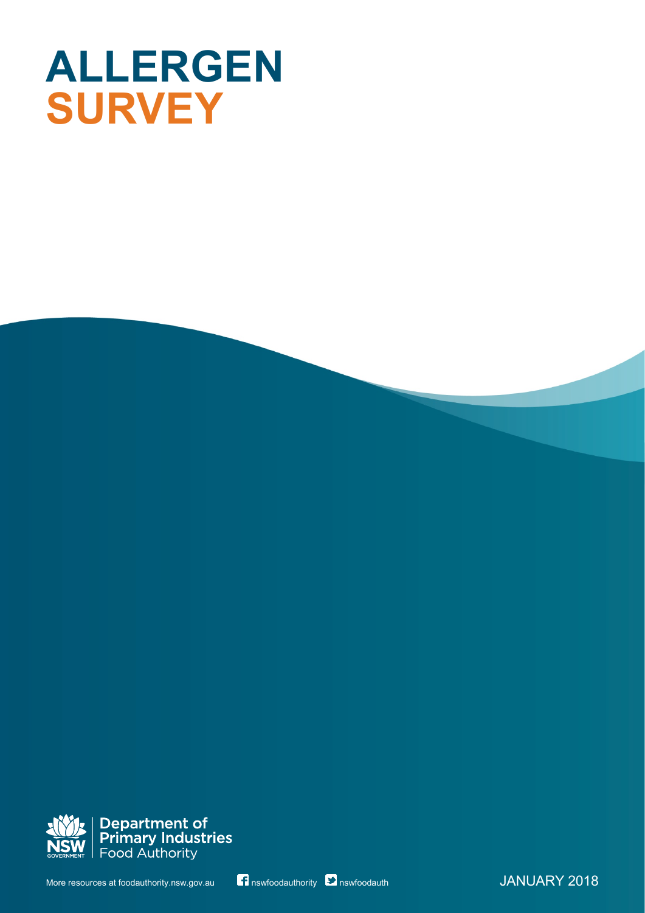# ALLERGEN SURVEY

Department of Primary Industries
Food Authority

More resources at foodauthority.nsw.gov.au

nswfoodauthority nswfoodauth

JANUARY 2018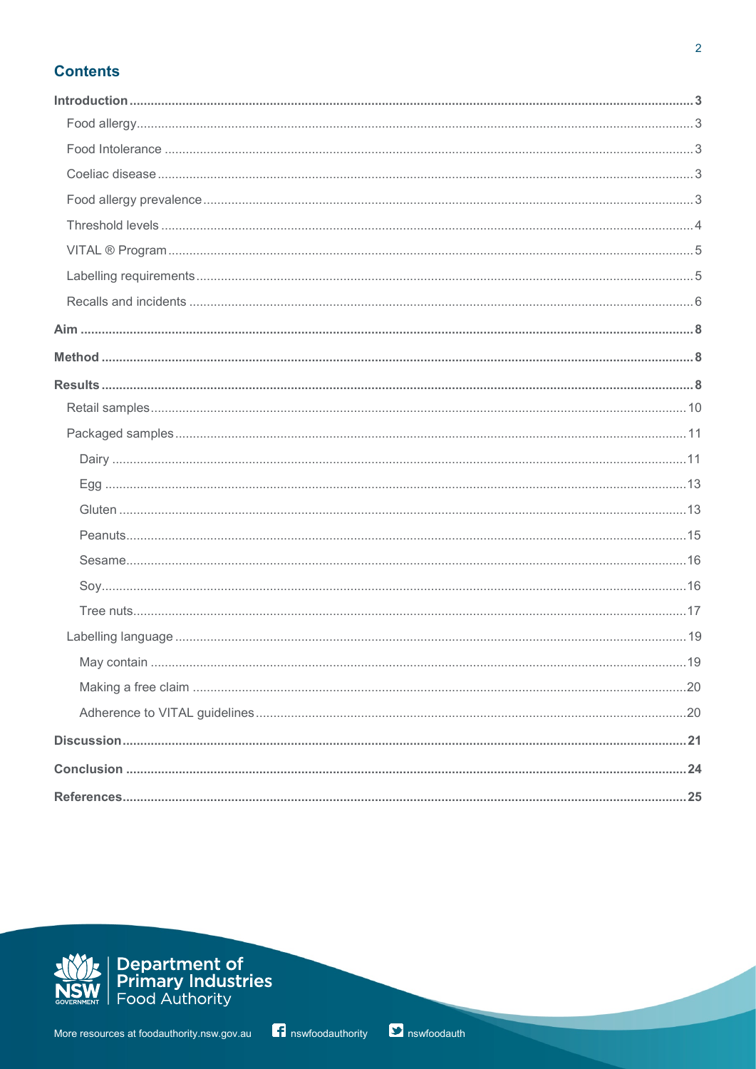## Contents

- **Introduction** ... 3
  - Food allergy ... 3
  - Food Intolerance ... 3
  - Coeliac disease ... 3
  - Food allergy prevalence ... 3
  - Threshold levels ... 4
  - VITAL ® Program ... 5
  - Labelling requirements ... 5
  - Recalls and incidents ... 6
- **Aim** ... 8
- **Method** ... 8
- **Results** ... 8
  - Retail samples ... 10
  - Packaged samples ... 11
    - Dairy ... 11
    - Egg ... 13
    - Gluten ... 13
    - Peanuts ... 15
    - Sesame ... 16
    - Soy ... 16
    - Tree nuts ... 17
  - Labelling language ... 19
    - May contain ... 19
    - Making a free claim ... 20
    - Adherence to VITAL guidelines ... 20
- **Discussion** ... 21
- **Conclusion** ... 24
- **References** ... 25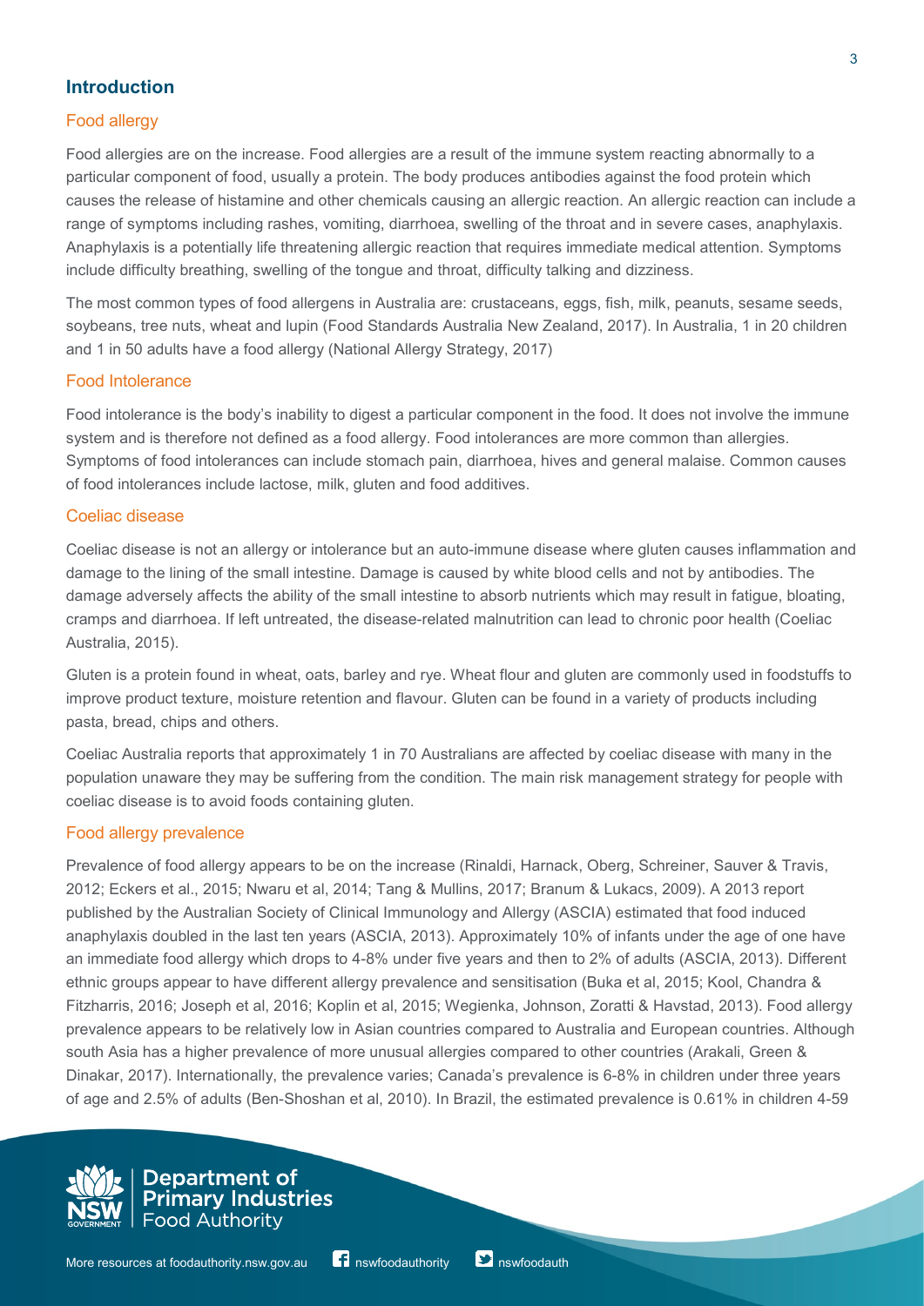## Introduction

### Food allergy

Food allergies are on the increase. Food allergies are a result of the immune system reacting abnormally to a particular component of food, usually a protein. The body produces antibodies against the food protein which causes the release of histamine and other chemicals causing an allergic reaction. An allergic reaction can include a range of symptoms including rashes, vomiting, diarrhoea, swelling of the throat and in severe cases, anaphylaxis. Anaphylaxis is a potentially life threatening allergic reaction that requires immediate medical attention. Symptoms include difficulty breathing, swelling of the tongue and throat, difficulty talking and dizziness.

The most common types of food allergens in Australia are: crustaceans, eggs, fish, milk, peanuts, sesame seeds, soybeans, tree nuts, wheat and lupin (Food Standards Australia New Zealand, 2017). In Australia, 1 in 20 children and 1 in 50 adults have a food allergy (National Allergy Strategy, 2017)

### Food Intolerance

Food intolerance is the body's inability to digest a particular component in the food. It does not involve the immune system and is therefore not defined as a food allergy. Food intolerances are more common than allergies. Symptoms of food intolerances can include stomach pain, diarrhoea, hives and general malaise. Common causes of food intolerances include lactose, milk, gluten and food additives.

### Coeliac disease

Coeliac disease is not an allergy or intolerance but an auto-immune disease where gluten causes inflammation and damage to the lining of the small intestine. Damage is caused by white blood cells and not by antibodies. The damage adversely affects the ability of the small intestine to absorb nutrients which may result in fatigue, bloating, cramps and diarrhoea. If left untreated, the disease-related malnutrition can lead to chronic poor health (Coeliac Australia, 2015).

Gluten is a protein found in wheat, oats, barley and rye. Wheat flour and gluten are commonly used in foodstuffs to improve product texture, moisture retention and flavour. Gluten can be found in a variety of products including pasta, bread, chips and others.

Coeliac Australia reports that approximately 1 in 70 Australians are affected by coeliac disease with many in the population unaware they may be suffering from the condition. The main risk management strategy for people with coeliac disease is to avoid foods containing gluten.

### Food allergy prevalence

Prevalence of food allergy appears to be on the increase (Rinaldi, Harnack, Oberg, Schreiner, Sauver & Travis, 2012; Eckers et al., 2015; Nwaru et al, 2014; Tang & Mullins, 2017; Branum & Lukacs, 2009). A 2013 report published by the Australian Society of Clinical Immunology and Allergy (ASCIA) estimated that food induced anaphylaxis doubled in the last ten years (ASCIA, 2013). Approximately 10% of infants under the age of one have an immediate food allergy which drops to 4-8% under five years and then to 2% of adults (ASCIA, 2013). Different ethnic groups appear to have different allergy prevalence and sensitisation (Buka et al, 2015; Kool, Chandra & Fitzharris, 2016; Joseph et al, 2016; Koplin et al, 2015; Wegienka, Johnson, Zoratti & Havstad, 2013). Food allergy prevalence appears to be relatively low in Asian countries compared to Australia and European countries. Although south Asia has a higher prevalence of more unusual allergies compared to other countries (Arakali, Green & Dinakar, 2017). Internationally, the prevalence varies; Canada's prevalence is 6-8% in children under three years of age and 2.5% of adults (Ben-Shoshan et al, 2010). In Brazil, the estimated prevalence is 0.61% in children 4-59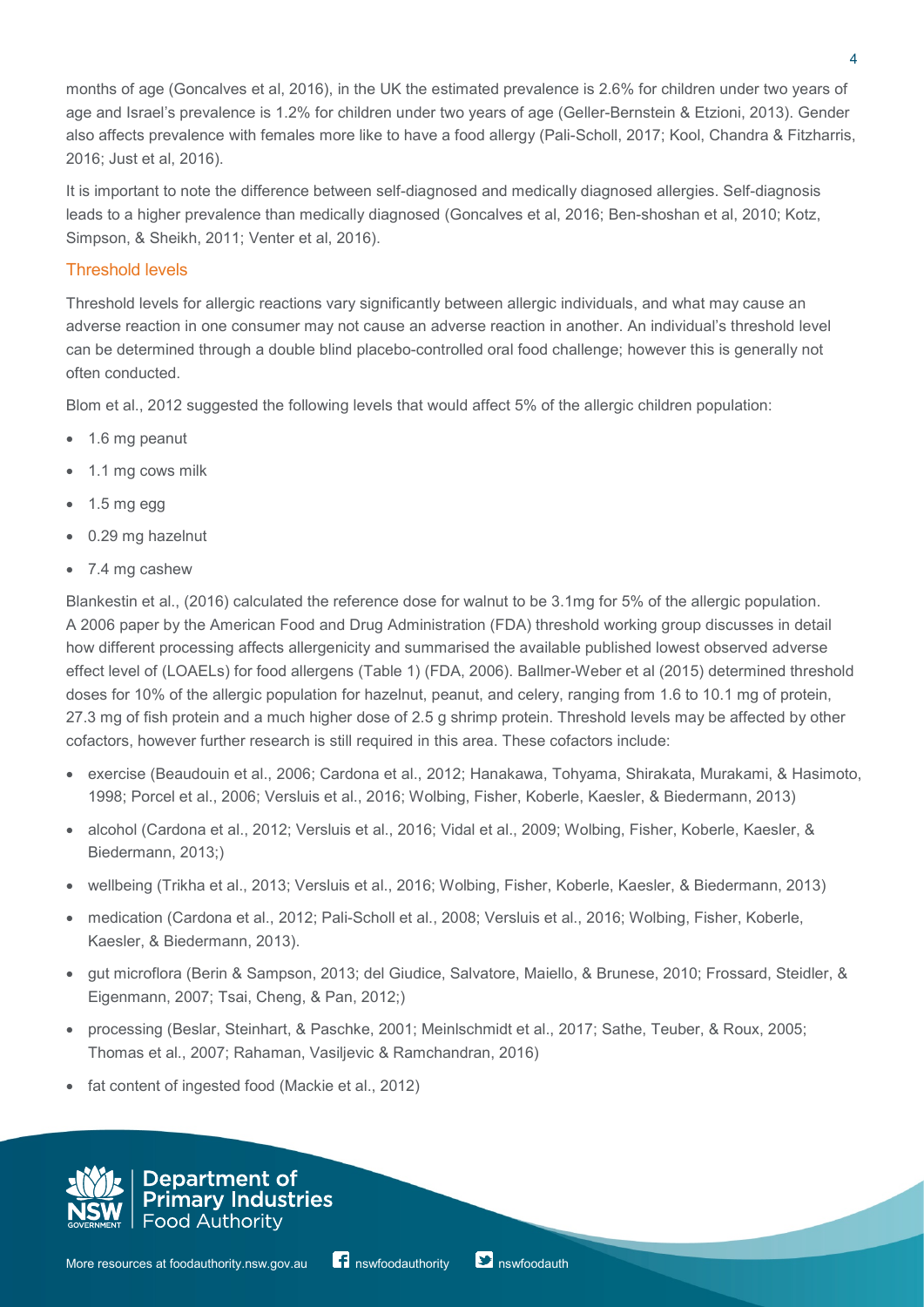months of age (Goncalves et al, 2016), in the UK the estimated prevalence is 2.6% for children under two years of age and Israel's prevalence is 1.2% for children under two years of age (Geller-Bernstein & Etzioni, 2013). Gender also affects prevalence with females more like to have a food allergy (Pali-Scholl, 2017; Kool, Chandra & Fitzharris, 2016; Just et al, 2016).

It is important to note the difference between self-diagnosed and medically diagnosed allergies. Self-diagnosis leads to a higher prevalence than medically diagnosed (Goncalves et al, 2016; Ben-shoshan et al, 2010; Kotz, Simpson, & Sheikh, 2011; Venter et al, 2016).

## Threshold levels

Threshold levels for allergic reactions vary significantly between allergic individuals, and what may cause an adverse reaction in one consumer may not cause an adverse reaction in another. An individual's threshold level can be determined through a double blind placebo-controlled oral food challenge; however this is generally not often conducted.

Blom et al., 2012 suggested the following levels that would affect 5% of the allergic children population:

- 1.6 mg peanut
- 1.1 mg cows milk
- 1.5 mg egg
- 0.29 mg hazelnut
- 7.4 mg cashew

Blankestin et al., (2016) calculated the reference dose for walnut to be 3.1mg for 5% of the allergic population. A 2006 paper by the American Food and Drug Administration (FDA) threshold working group discusses in detail how different processing affects allergenicity and summarised the available published lowest observed adverse effect level of (LOAELs) for food allergens (Table 1) (FDA, 2006). Ballmer-Weber et al (2015) determined threshold doses for 10% of the allergic population for hazelnut, peanut, and celery, ranging from 1.6 to 10.1 mg of protein, 27.3 mg of fish protein and a much higher dose of 2.5 g shrimp protein. Threshold levels may be affected by other cofactors, however further research is still required in this area. These cofactors include:

- exercise (Beaudouin et al., 2006; Cardona et al., 2012; Hanakawa, Tohyama, Shirakata, Murakami, & Hasimoto, 1998; Porcel et al., 2006; Versluis et al., 2016; Wolbing, Fisher, Koberle, Kaesler, & Biedermann, 2013)
- alcohol (Cardona et al., 2012; Versluis et al., 2016; Vidal et al., 2009; Wolbing, Fisher, Koberle, Kaesler, & Biedermann, 2013;)
- wellbeing (Trikha et al., 2013; Versluis et al., 2016; Wolbing, Fisher, Koberle, Kaesler, & Biedermann, 2013)
- medication (Cardona et al., 2012; Pali-Scholl et al., 2008; Versluis et al., 2016; Wolbing, Fisher, Koberle, Kaesler, & Biedermann, 2013).
- gut microflora (Berin & Sampson, 2013; del Giudice, Salvatore, Maiello, & Brunese, 2010; Frossard, Steidler, & Eigenmann, 2007; Tsai, Cheng, & Pan, 2012;)
- processing (Beslar, Steinhart, & Paschke, 2001; Meinlschmidt et al., 2017; Sathe, Teuber, & Roux, 2005; Thomas et al., 2007; Rahaman, Vasiljevic & Ramchandran, 2016)
- fat content of ingested food (Mackie et al., 2012)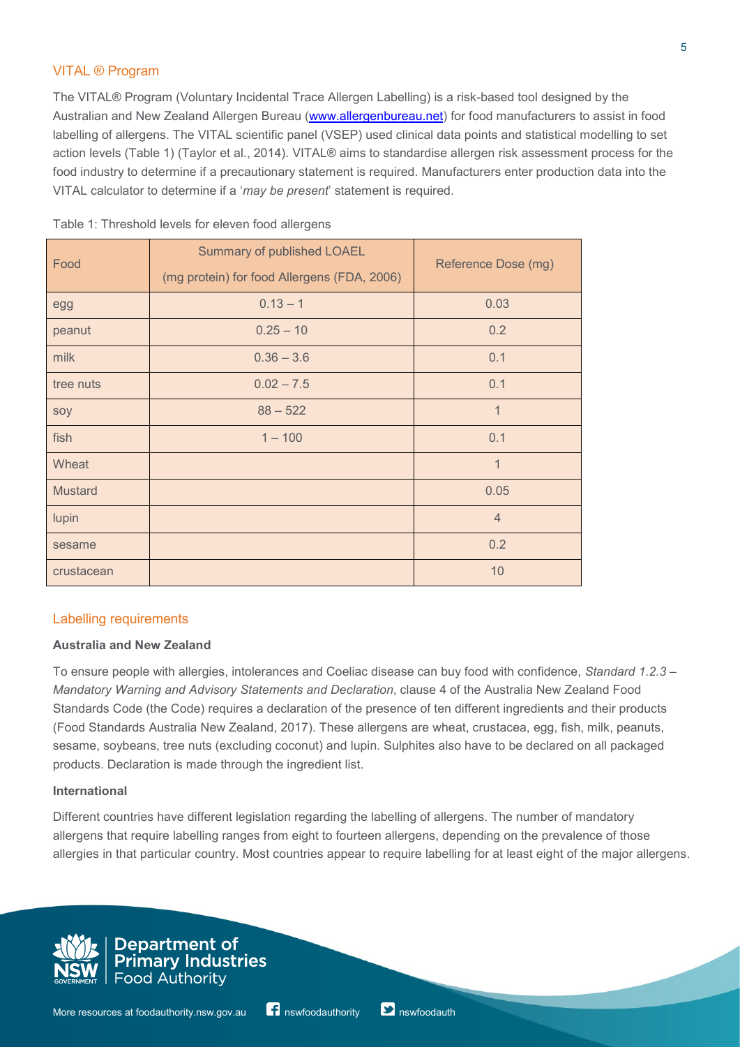## VITAL ® Program

The VITAL® Program (Voluntary Incidental Trace Allergen Labelling) is a risk-based tool designed by the Australian and New Zealand Allergen Bureau ([www.allergenbureau.net](www.allergenbureau.net)) for food manufacturers to assist in food labelling of allergens. The VITAL scientific panel (VSEP) used clinical data points and statistical modelling to set action levels (Table 1) (Taylor et al., 2014). VITAL® aims to standardise allergen risk assessment process for the food industry to determine if a precautionary statement is required. Manufacturers enter production data into the VITAL calculator to determine if a '*may be present*' statement is required.

Table 1: Threshold levels for eleven food allergens

| Food | Summary of published LOAEL (mg protein) for food Allergens (FDA, 2006) | Reference Dose (mg) |
|---|---|---|
| egg | 0.13 – 1 | 0.03 |
| peanut | 0.25 – 10 | 0.2 |
| milk | 0.36 – 3.6 | 0.1 |
| tree nuts | 0.02 – 7.5 | 0.1 |
| soy | 88 – 522 | 1 |
| fish | 1 – 100 | 0.1 |
| Wheat | | 1 |
| Mustard | | 0.05 |
| lupin | | 4 |
| sesame | | 0.2 |
| crustacean | | 10 |

## Labelling requirements

### Australia and New Zealand

To ensure people with allergies, intolerances and Coeliac disease can buy food with confidence, *Standard 1.2.3 – Mandatory Warning and Advisory Statements and Declaration*, clause 4 of the Australia New Zealand Food Standards Code (the Code) requires a declaration of the presence of ten different ingredients and their products (Food Standards Australia New Zealand, 2017). These allergens are wheat, crustacea, egg, fish, milk, peanuts, sesame, soybeans, tree nuts (excluding coconut) and lupin. Sulphites also have to be declared on all packaged products. Declaration is made through the ingredient list.

### International

Different countries have different legislation regarding the labelling of allergens. The number of mandatory allergens that require labelling ranges from eight to fourteen allergens, depending on the prevalence of those allergies in that particular country. Most countries appear to require labelling for at least eight of the major allergens.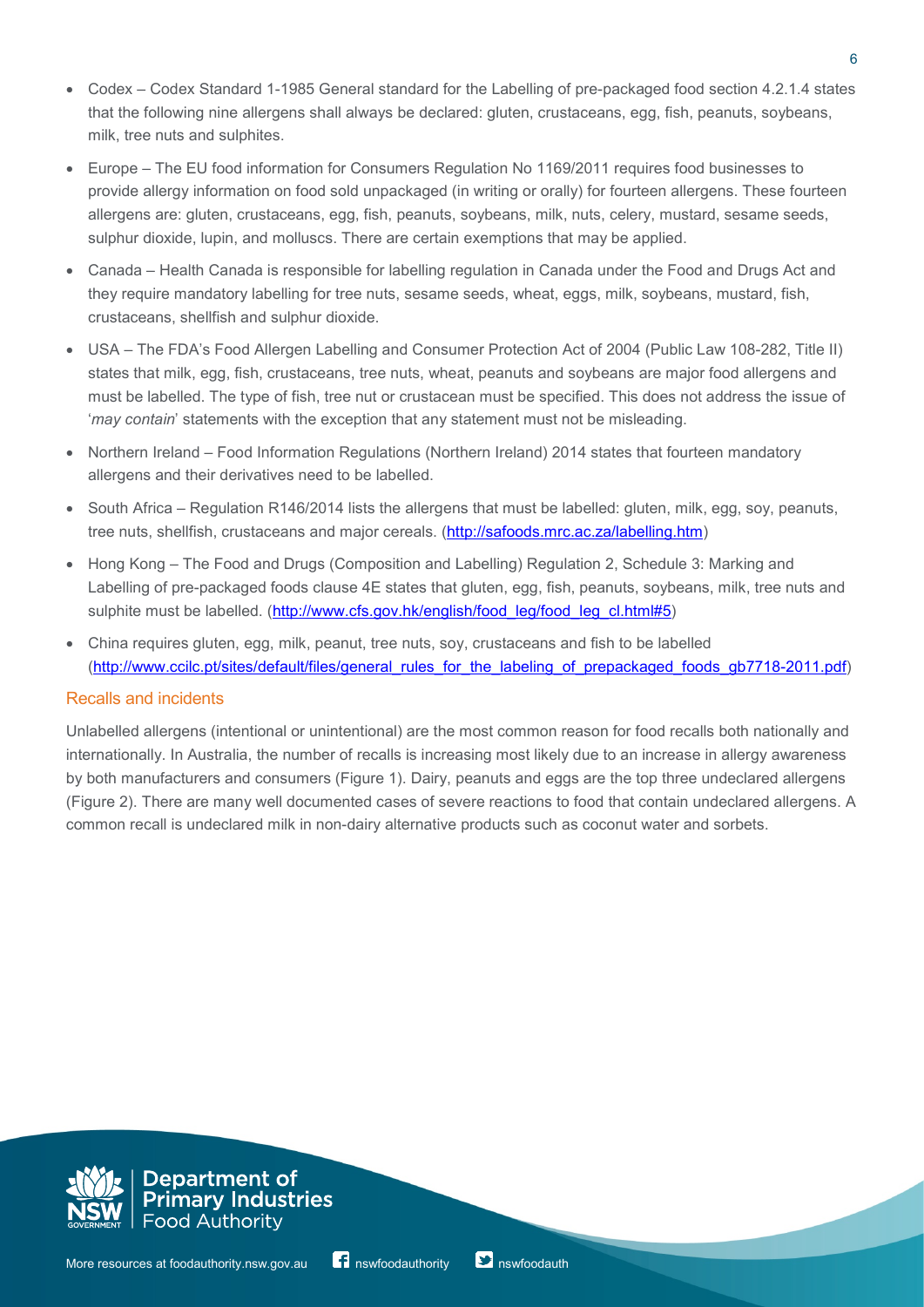- Codex – Codex Standard 1-1985 General standard for the Labelling of pre-packaged food section 4.2.1.4 states that the following nine allergens shall always be declared: gluten, crustaceans, egg, fish, peanuts, soybeans, milk, tree nuts and sulphites.
- Europe – The EU food information for Consumers Regulation No 1169/2011 requires food businesses to provide allergy information on food sold unpackaged (in writing or orally) for fourteen allergens. These fourteen allergens are: gluten, crustaceans, egg, fish, peanuts, soybeans, milk, nuts, celery, mustard, sesame seeds, sulphur dioxide, lupin, and molluscs. There are certain exemptions that may be applied.
- Canada – Health Canada is responsible for labelling regulation in Canada under the Food and Drugs Act and they require mandatory labelling for tree nuts, sesame seeds, wheat, eggs, milk, soybeans, mustard, fish, crustaceans, shellfish and sulphur dioxide.
- USA – The FDA's Food Allergen Labelling and Consumer Protection Act of 2004 (Public Law 108-282, Title II) states that milk, egg, fish, crustaceans, tree nuts, wheat, peanuts and soybeans are major food allergens and must be labelled. The type of fish, tree nut or crustacean must be specified. This does not address the issue of '*may contain*' statements with the exception that any statement must not be misleading.
- Northern Ireland – Food Information Regulations (Northern Ireland) 2014 states that fourteen mandatory allergens and their derivatives need to be labelled.
- South Africa – Regulation R146/2014 lists the allergens that must be labelled: gluten, milk, egg, soy, peanuts, tree nuts, shellfish, crustaceans and major cereals. (http://safoods.mrc.ac.za/labelling.htm)
- Hong Kong – The Food and Drugs (Composition and Labelling) Regulation 2, Schedule 3: Marking and Labelling of pre-packaged foods clause 4E states that gluten, egg, fish, peanuts, soybeans, milk, tree nuts and sulphite must be labelled. (http://www.cfs.gov.hk/english/food_leg/food_leg_cl.html#5)
- China requires gluten, egg, milk, peanut, tree nuts, soy, crustaceans and fish to be labelled (http://www.ccilc.pt/sites/default/files/general_rules_for_the_labeling_of_prepackaged_foods_gb7718-2011.pdf)

## Recalls and incidents

Unlabelled allergens (intentional or unintentional) are the most common reason for food recalls both nationally and internationally. In Australia, the number of recalls is increasing most likely due to an increase in allergy awareness by both manufacturers and consumers (Figure 1). Dairy, peanuts and eggs are the top three undeclared allergens (Figure 2). There are many well documented cases of severe reactions to food that contain undeclared allergens. A common recall is undeclared milk in non-dairy alternative products such as coconut water and sorbets.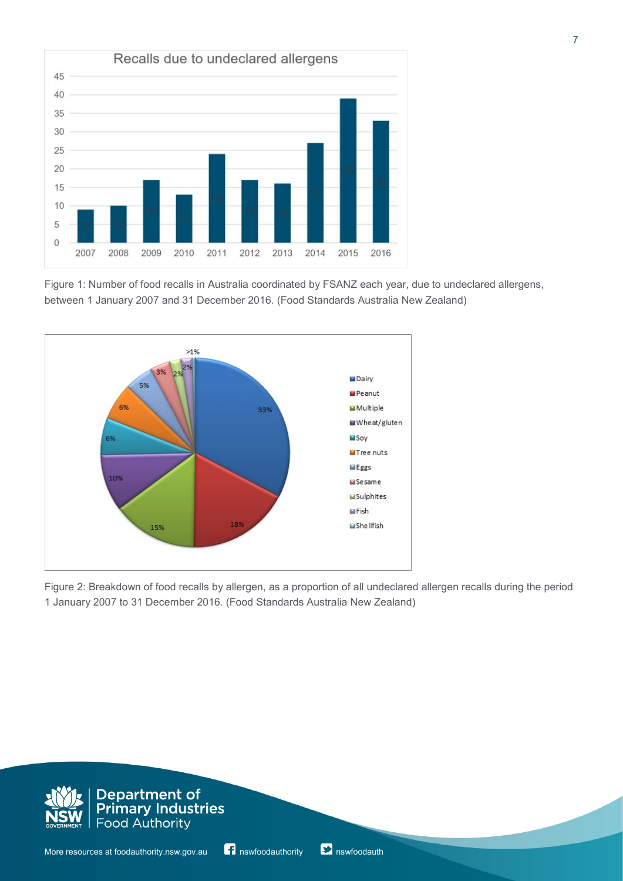Figure 1: Number of food recalls in Australia coordinated by FSANZ each year, due to undeclared allergens, between 1 January 2007 and 31 December 2016. (Food Standards Australia New Zealand)

Figure 2: Breakdown of food recalls by allergen, as a proportion of all undeclared allergen recalls during the period 1 January 2007 to 31 December 2016. (Food Standards Australia New Zealand)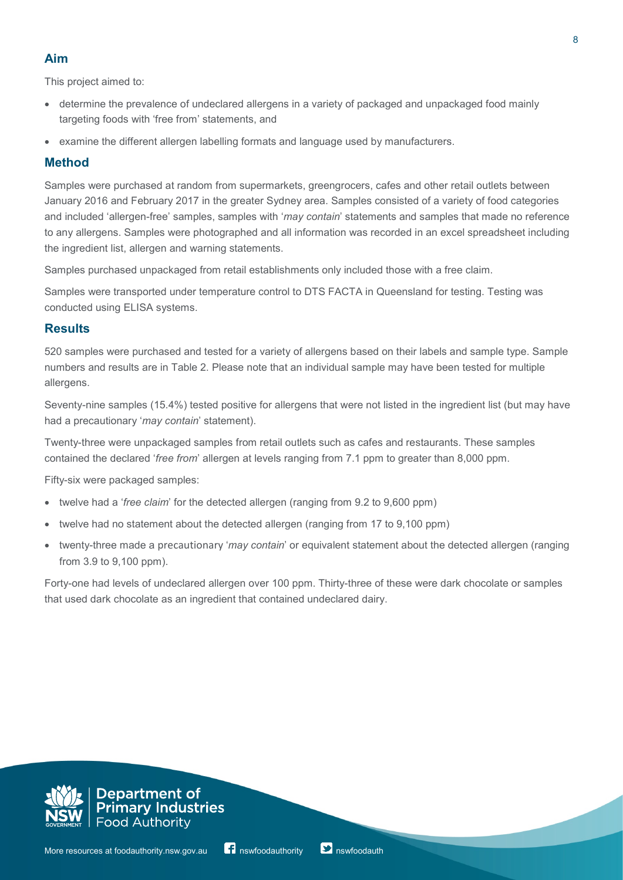## Aim

This project aimed to:

- determine the prevalence of undeclared allergens in a variety of packaged and unpackaged food mainly targeting foods with 'free from' statements, and
- examine the different allergen labelling formats and language used by manufacturers.

## Method

Samples were purchased at random from supermarkets, greengrocers, cafes and other retail outlets between January 2016 and February 2017 in the greater Sydney area. Samples consisted of a variety of food categories and included 'allergen-free' samples, samples with '*may contain*' statements and samples that made no reference to any allergens. Samples were photographed and all information was recorded in an excel spreadsheet including the ingredient list, allergen and warning statements.

Samples purchased unpackaged from retail establishments only included those with a free claim.

Samples were transported under temperature control to DTS FACTA in Queensland for testing. Testing was conducted using ELISA systems.

## Results

520 samples were purchased and tested for a variety of allergens based on their labels and sample type. Sample numbers and results are in Table 2. Please note that an individual sample may have been tested for multiple allergens.

Seventy-nine samples (15.4%) tested positive for allergens that were not listed in the ingredient list (but may have had a precautionary '*may contain*' statement).

Twenty-three were unpackaged samples from retail outlets such as cafes and restaurants. These samples contained the declared '*free from*' allergen at levels ranging from 7.1 ppm to greater than 8,000 ppm.

Fifty-six were packaged samples:

- twelve had a '*free claim*' for the detected allergen (ranging from 9.2 to 9,600 ppm)
- twelve had no statement about the detected allergen (ranging from 17 to 9,100 ppm)
- twenty-three made a precautionary '*may contain*' or equivalent statement about the detected allergen (ranging from 3.9 to 9,100 ppm).

Forty-one had levels of undeclared allergen over 100 ppm. Thirty-three of these were dark chocolate or samples that used dark chocolate as an ingredient that contained undeclared dairy.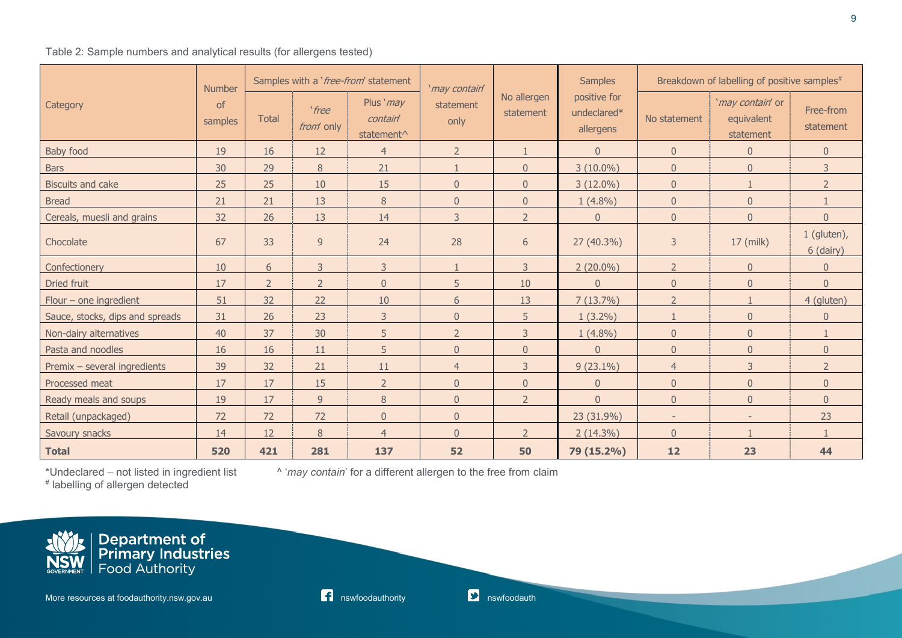Table 2: Sample numbers and analytical results (for allergens tested)

| Category | Number of samples | Samples with a '*free-from*' statement | | | '*may contain*' statement only | No allergen statement | Samples positive for undeclared* allergens | Breakdown of labelling of positive samples# | | |
|---|---|---|---|---|---|---|---|---|---|---|
| | | Total | '*free from*' only | Plus '*may contain*' statement^ | | | | No statement | '*may contain*' or equivalent statement | Free-from statement |
| Baby food | 19 | 16 | 12 | 4 | 2 | 1 | 0 | 0 | 0 | 0 |
| Bars | 30 | 29 | 8 | 21 | 1 | 0 | 3 (10.0%) | 0 | 0 | 3 |
| Biscuits and cake | 25 | 25 | 10 | 15 | 0 | 0 | 3 (12.0%) | 0 | 1 | 2 |
| Bread | 21 | 21 | 13 | 8 | 0 | 0 | 1 (4.8%) | 0 | 0 | 1 |
| Cereals, muesli and grains | 32 | 26 | 13 | 14 | 3 | 2 | 0 | 0 | 0 | 0 |
| Chocolate | 67 | 33 | 9 | 24 | 28 | 6 | 27 (40.3%) | 3 | 17 (milk) | 1 (gluten), 6 (dairy) |
| Confectionery | 10 | 6 | 3 | 3 | 1 | 3 | 2 (20.0%) | 2 | 0 | 0 |
| Dried fruit | 17 | 2 | 2 | 0 | 5 | 10 | 0 | 0 | 0 | 0 |
| Flour – one ingredient | 51 | 32 | 22 | 10 | 6 | 13 | 7 (13.7%) | 2 | 1 | 4 (gluten) |
| Sauce, stocks, dips and spreads | 31 | 26 | 23 | 3 | 0 | 5 | 1 (3.2%) | 1 | 0 | 0 |
| Non-dairy alternatives | 40 | 37 | 30 | 5 | 2 | 3 | 1 (4.8%) | 0 | 0 | 1 |
| Pasta and noodles | 16 | 16 | 11 | 5 | 0 | 0 | 0 | 0 | 0 | 0 |
| Premix – several ingredients | 39 | 32 | 21 | 11 | 4 | 3 | 9 (23.1%) | 4 | 3 | 2 |
| Processed meat | 17 | 17 | 15 | 2 | 0 | 0 | 0 | 0 | 0 | 0 |
| Ready meals and soups | 19 | 17 | 9 | 8 | 0 | 2 | 0 | 0 | 0 | 0 |
| Retail (unpackaged) | 72 | 72 | 72 | 0 | 0 | | 23 (31.9%) | - | - | 23 |
| Savoury snacks | 14 | 12 | 8 | 4 | 0 | 2 | 2 (14.3%) | 0 | 1 | 1 |
| **Total** | **520** | **421** | **281** | **137** | **52** | **50** | **79 (15.2%)** | **12** | **23** | **44** |

*Undeclared – not listed in ingredient list

# labelling of allergen detected

^ '*may contain*' for a different allergen to the free from claim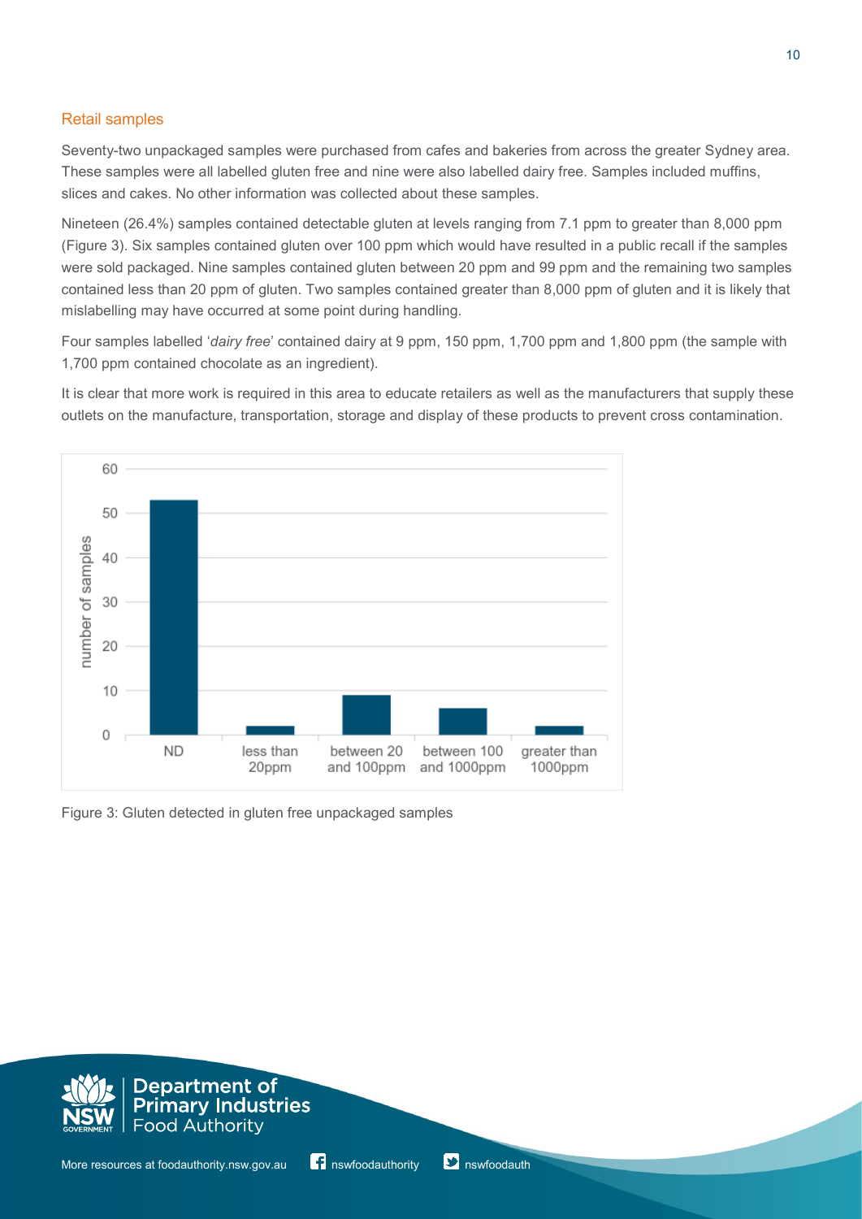## Retail samples

Seventy-two unpackaged samples were purchased from cafes and bakeries from across the greater Sydney area. These samples were all labelled gluten free and nine were also labelled dairy free. Samples included muffins, slices and cakes. No other information was collected about these samples.

Nineteen (26.4%) samples contained detectable gluten at levels ranging from 7.1 ppm to greater than 8,000 ppm (Figure 3). Six samples contained gluten over 100 ppm which would have resulted in a public recall if the samples were sold packaged. Nine samples contained gluten between 20 ppm and 99 ppm and the remaining two samples contained less than 20 ppm of gluten. Two samples contained greater than 8,000 ppm of gluten and it is likely that mislabelling may have occurred at some point during handling.

Four samples labelled '*dairy free*' contained dairy at 9 ppm, 150 ppm, 1,700 ppm and 1,800 ppm (the sample with 1,700 ppm contained chocolate as an ingredient).

It is clear that more work is required in this area to educate retailers as well as the manufacturers that supply these outlets on the manufacture, transportation, storage and display of these products to prevent cross contamination.

Figure 3: Gluten detected in gluten free unpackaged samples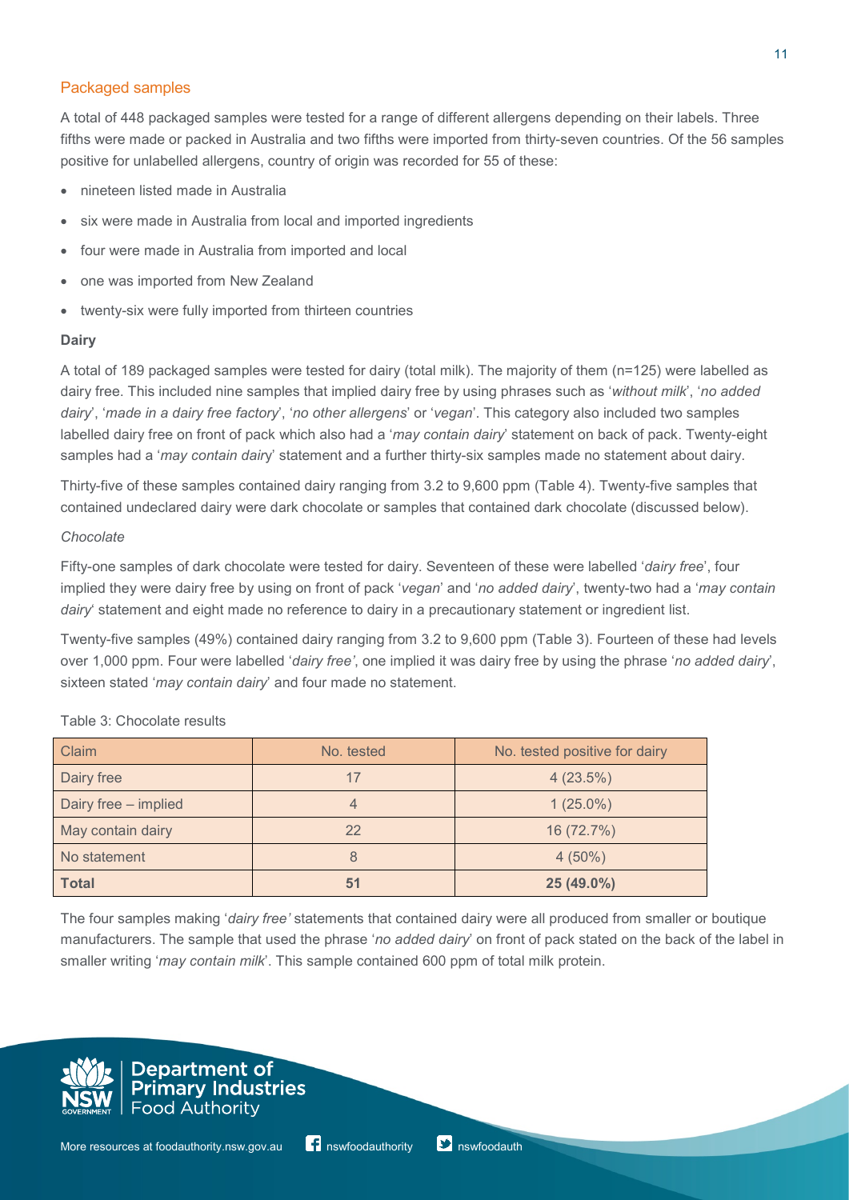## Packaged samples

A total of 448 packaged samples were tested for a range of different allergens depending on their labels. Three fifths were made or packed in Australia and two fifths were imported from thirty-seven countries. Of the 56 samples positive for unlabelled allergens, country of origin was recorded for 55 of these:

- nineteen listed made in Australia
- six were made in Australia from local and imported ingredients
- four were made in Australia from imported and local
- one was imported from New Zealand
- twenty-six were fully imported from thirteen countries

**Dairy**

A total of 189 packaged samples were tested for dairy (total milk). The majority of them (n=125) were labelled as dairy free. This included nine samples that implied dairy free by using phrases such as '*without milk*', '*no added dairy*', '*made in a dairy free factory*', '*no other allergens*' or '*vegan*'. This category also included two samples labelled dairy free on front of pack which also had a '*may contain dairy*' statement on back of pack. Twenty-eight samples had a '*may contain dairy*' statement and a further thirty-six samples made no statement about dairy.

Thirty-five of these samples contained dairy ranging from 3.2 to 9,600 ppm (Table 4). Twenty-five samples that contained undeclared dairy were dark chocolate or samples that contained dark chocolate (discussed below).

*Chocolate*

Fifty-one samples of dark chocolate were tested for dairy. Seventeen of these were labelled '*dairy free*', four implied they were dairy free by using on front of pack '*vegan*' and '*no added dairy*', twenty-two had a '*may contain dairy*' statement and eight made no reference to dairy in a precautionary statement or ingredient list.

Twenty-five samples (49%) contained dairy ranging from 3.2 to 9,600 ppm (Table 3). Fourteen of these had levels over 1,000 ppm. Four were labelled '*dairy free'*, one implied it was dairy free by using the phrase '*no added dairy*', sixteen stated '*may contain dairy*' and four made no statement.

Table 3: Chocolate results

| Claim | No. tested | No. tested positive for dairy |
|---|---|---|
| Dairy free | 17 | 4 (23.5%) |
| Dairy free – implied | 4 | 1 (25.0%) |
| May contain dairy | 22 | 16 (72.7%) |
| No statement | 8 | 4 (50%) |
| **Total** | **51** | **25 (49.0%)** |

The four samples making '*dairy free'* statements that contained dairy were all produced from smaller or boutique manufacturers. The sample that used the phrase '*no added dairy*' on front of pack stated on the back of the label in smaller writing '*may contain milk*'. This sample contained 600 ppm of total milk protein.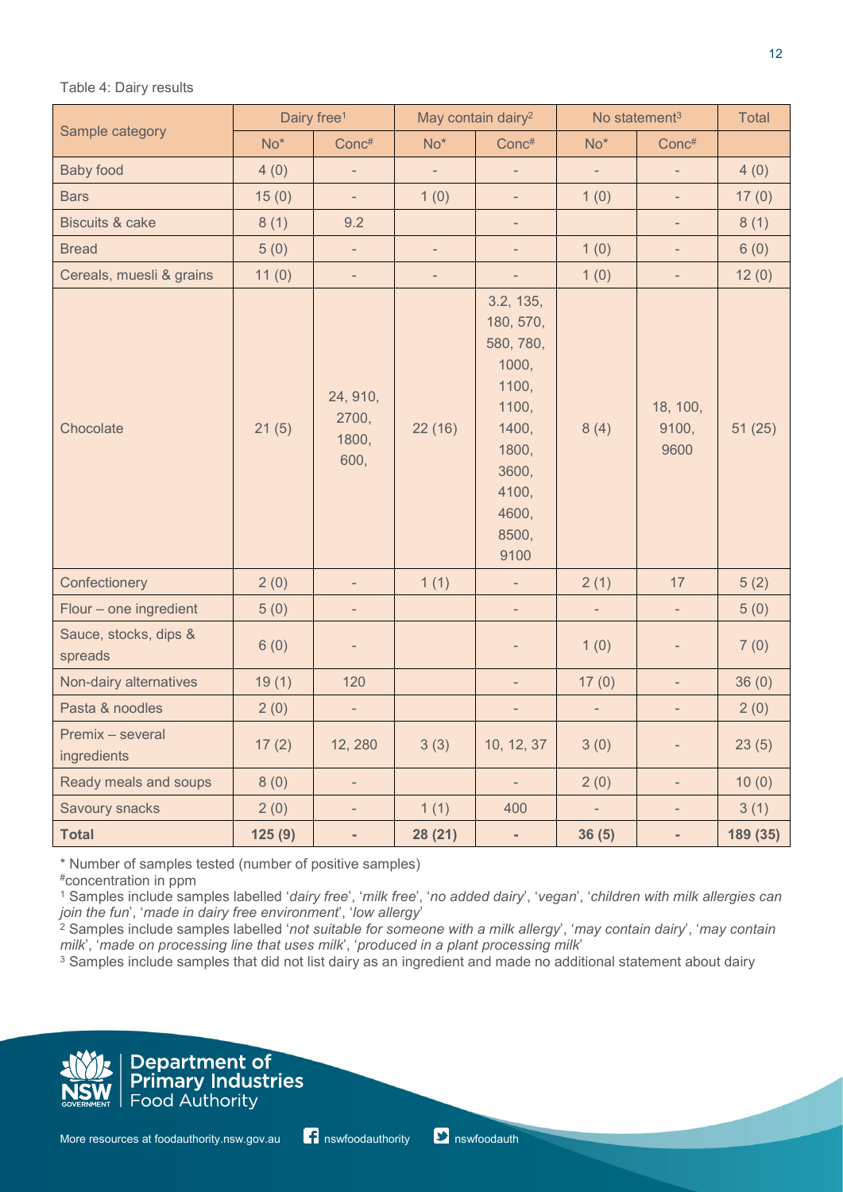Table 4: Dairy results

| Sample category | Dairy free[1] | | May contain dairy[2] | | No statement[3] | | Total |
|---|---|---|---|---|---|---|---|
| | No* | Conc# | No* | Conc# | No* | Conc# | |
| Baby food | 4 (0) | - | - | - | - | - | 4 (0) |
| Bars | 15 (0) | - | 1 (0) | - | 1 (0) | - | 17 (0) |
| Biscuits & cake | 8 (1) | 9.2 | | - | | - | 8 (1) |
| Bread | 5 (0) | - | - | - | 1 (0) | - | 6 (0) |
| Cereals, muesli & grains | 11 (0) | - | - | - | 1 (0) | - | 12 (0) |
| Chocolate | 21 (5) | 24, 910, 2700, 1800, 600, | 22 (16) | 3.2, 135, 180, 570, 580, 780, 1000, 1100, 1100, 1400, 1800, 3600, 4100, 4600, 8500, 9100 | 8 (4) | 18, 100, 9100, 9600 | 51 (25) |
| Confectionery | 2 (0) | - | 1 (1) | - | 2 (1) | 17 | 5 (2) |
| Flour – one ingredient | 5 (0) | - | | - | - | - | 5 (0) |
| Sauce, stocks, dips & spreads | 6 (0) | - | | - | 1 (0) | - | 7 (0) |
| Non-dairy alternatives | 19 (1) | 120 | | - | 17 (0) | - | 36 (0) |
| Pasta & noodles | 2 (0) | - | | - | - | - | 2 (0) |
| Premix – several ingredients | 17 (2) | 12, 280 | 3 (3) | 10, 12, 37 | 3 (0) | - | 23 (5) |
| Ready meals and soups | 8 (0) | - | | - | 2 (0) | - | 10 (0) |
| Savoury snacks | 2 (0) | - | 1 (1) | 400 | - | - | 3 (1) |
| **Total** | **125 (9)** | **-** | **28 (21)** | **-** | **36 (5)** | **-** | **189 (35)** |

\* Number of samples tested (number of positive samples)

#concentration in ppm

[1] Samples include samples labelled '*dairy free*', '*milk free*', '*no added dairy*', '*vegan*', '*children with milk allergies can join the fun*', '*made in dairy free environment*', '*low allergy*'

[2] Samples include samples labelled '*not suitable for someone with a milk allergy*', '*may contain dairy*', '*may contain milk*', '*made on processing line that uses milk*', '*produced in a plant processing milk*'

[3] Samples include samples that did not list dairy as an ingredient and made no additional statement about dairy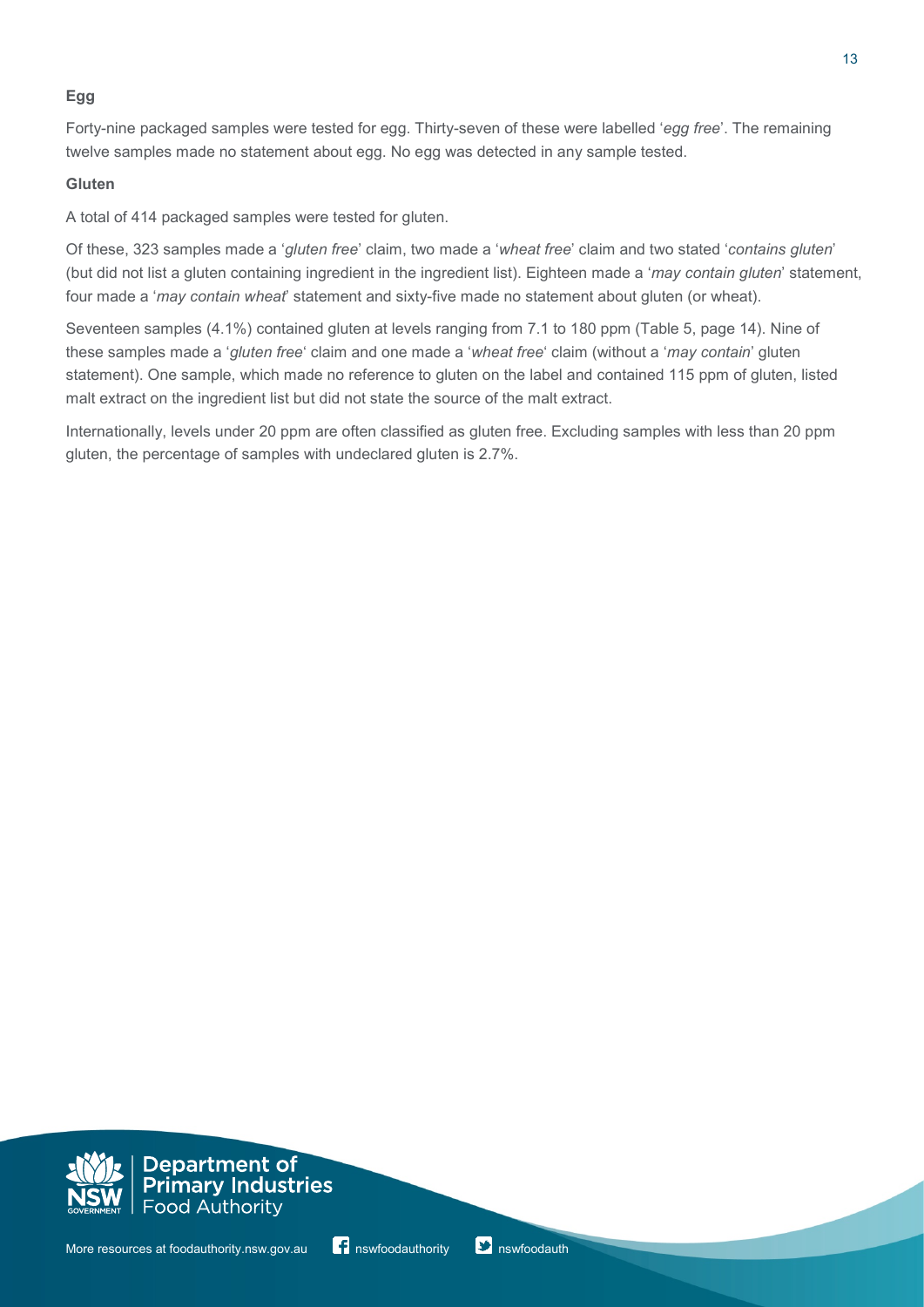**Egg**

Forty-nine packaged samples were tested for egg. Thirty-seven of these were labelled '*egg free*'. The remaining twelve samples made no statement about egg. No egg was detected in any sample tested.

**Gluten**

A total of 414 packaged samples were tested for gluten.

Of these, 323 samples made a '*gluten free*' claim, two made a '*wheat free*' claim and two stated '*contains gluten*' (but did not list a gluten containing ingredient in the ingredient list). Eighteen made a '*may contain gluten*' statement, four made a '*may contain wheat*' statement and sixty-five made no statement about gluten (or wheat).

Seventeen samples (4.1%) contained gluten at levels ranging from 7.1 to 180 ppm (Table 5, page 14). Nine of these samples made a '*gluten free*' claim and one made a '*wheat free*' claim (without a '*may contain*' gluten statement). One sample, which made no reference to gluten on the label and contained 115 ppm of gluten, listed malt extract on the ingredient list but did not state the source of the malt extract.

Internationally, levels under 20 ppm are often classified as gluten free. Excluding samples with less than 20 ppm gluten, the percentage of samples with undeclared gluten is 2.7%.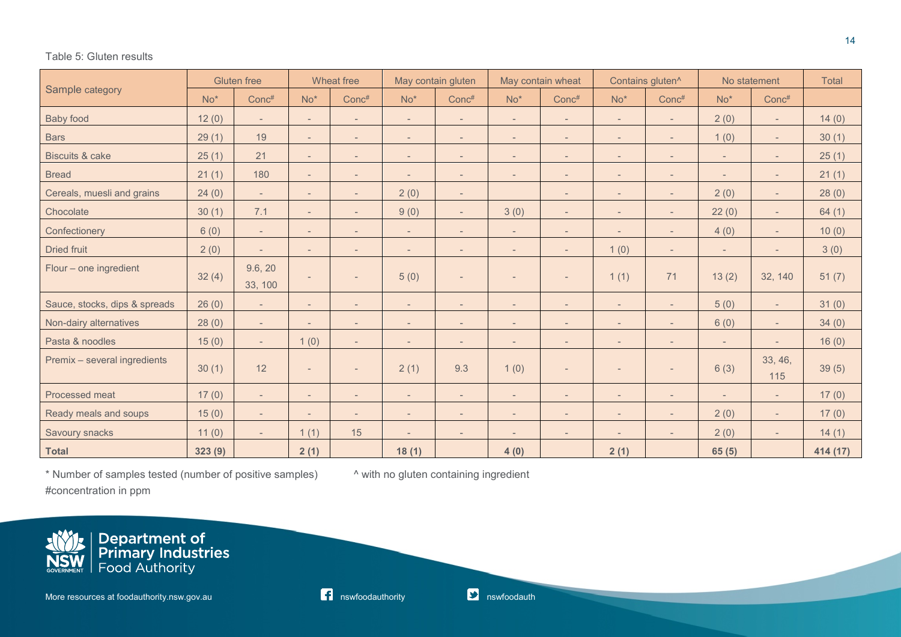Table 5: Gluten results

| Sample category | Gluten free | | Wheat free | | May contain gluten | | May contain wheat | | Contains gluten^ | | No statement | | Total |
|---|---|---|---|---|---|---|---|---|---|---|---|---|---|
| | No* | Conc# | No* | Conc# | No* | Conc# | No* | Conc# | No* | Conc# | No* | Conc# | |
| Baby food | 12 (0) | - | - | - | - | - | - | - | - | - | 2 (0) | - | 14 (0) |
| Bars | 29 (1) | 19 | - | - | - | - | - | - | - | - | 1 (0) | - | 30 (1) |
| Biscuits & cake | 25 (1) | 21 | - | - | - | - | - | - | - | - | - | - | 25 (1) |
| Bread | 21 (1) | 180 | - | - | - | - | - | - | - | - | - | - | 21 (1) |
| Cereals, muesli and grains | 24 (0) | - | - | - | 2 (0) | - | | - | - | - | 2 (0) | - | 28 (0) |
| Chocolate | 30 (1) | 7.1 | - | - | 9 (0) | - | 3 (0) | - | - | - | 22 (0) | - | 64 (1) |
| Confectionery | 6 (0) | - | - | - | - | - | - | - | - | - | 4 (0) | - | 10 (0) |
| Dried fruit | 2 (0) | - | - | - | - | - | - | - | 1 (0) | - | - | - | 3 (0) |
| Flour – one ingredient | 32 (4) | 9.6, 20 33, 100 | - | - | 5 (0) | - | - | - | 1 (1) | 71 | 13 (2) | 32, 140 | 51 (7) |
| Sauce, stocks, dips & spreads | 26 (0) | - | - | - | - | - | - | - | - | - | 5 (0) | - | 31 (0) |
| Non-dairy alternatives | 28 (0) | - | - | - | - | - | - | - | - | - | 6 (0) | - | 34 (0) |
| Pasta & noodles | 15 (0) | - | 1 (0) | - | - | - | - | - | - | - | - | - | 16 (0) |
| Premix – several ingredients | 30 (1) | 12 | - | - | 2 (1) | 9.3 | 1 (0) | - | - | - | 6 (3) | 33, 46, 115 | 39 (5) |
| Processed meat | 17 (0) | - | - | - | - | - | - | - | - | - | - | - | 17 (0) |
| Ready meals and soups | 15 (0) | - | - | - | - | - | - | - | - | - | 2 (0) | - | 17 (0) |
| Savoury snacks | 11 (0) | - | 1 (1) | 15 | - | - | - | - | - | - | 2 (0) | - | 14 (1) |
| **Total** | **323 (9)** | | **2 (1)** | | **18 (1)** | | **4 (0)** | | **2 (1)** | | **65 (5)** | | **414 (17)** |

\* Number of samples tested (number of positive samples)

^ with no gluten containing ingredient

#concentration in ppm

Department of Primary Industries Food Authority

More resources at foodauthority.nsw.gov.au nswfoodauthority nswfoodauth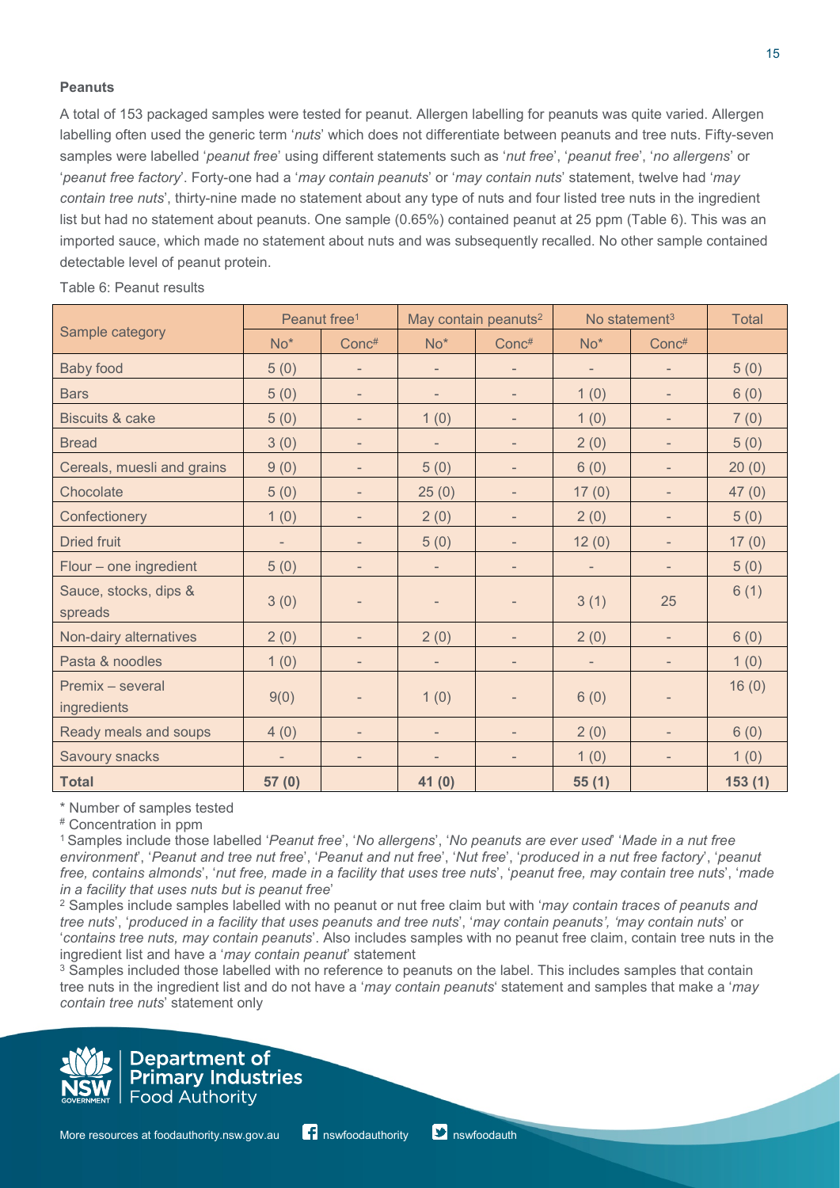**Peanuts**

A total of 153 packaged samples were tested for peanut. Allergen labelling for peanuts was quite varied. Allergen labelling often used the generic term '*nuts*' which does not differentiate between peanuts and tree nuts. Fifty-seven samples were labelled '*peanut free*' using different statements such as '*nut free*', '*peanut free*', '*no allergens*' or '*peanut free factory*'. Forty-one had a '*may contain peanuts*' or '*may contain nuts*' statement, twelve had '*may contain tree nuts*', thirty-nine made no statement about any type of nuts and four listed tree nuts in the ingredient list but had no statement about peanuts. One sample (0.65%) contained peanut at 25 ppm (Table 6). This was an imported sauce, which made no statement about nuts and was subsequently recalled. No other sample contained detectable level of peanut protein.

Table 6: Peanut results

| Sample category | Peanut free[1] | | May contain peanuts[2] | | No statement[3] | | Total |
|---|---|---|---|---|---|---|---|
| | No* | Conc# | No* | Conc# | No* | Conc# | |
| Baby food | 5 (0) | - | - | - | - | - | 5 (0) |
| Bars | 5 (0) | - | - | - | 1 (0) | - | 6 (0) |
| Biscuits & cake | 5 (0) | - | 1 (0) | - | 1 (0) | - | 7 (0) |
| Bread | 3 (0) | - | - | - | 2 (0) | - | 5 (0) |
| Cereals, muesli and grains | 9 (0) | - | 5 (0) | - | 6 (0) | - | 20 (0) |
| Chocolate | 5 (0) | - | 25 (0) | - | 17 (0) | - | 47 (0) |
| Confectionery | 1 (0) | - | 2 (0) | - | 2 (0) | - | 5 (0) |
| Dried fruit | - | - | 5 (0) | - | 12 (0) | - | 17 (0) |
| Flour – one ingredient | 5 (0) | - | - | - | - | - | 5 (0) |
| Sauce, stocks, dips & spreads | 3 (0) | - | - | - | 3 (1) | 25 | 6 (1) |
| Non-dairy alternatives | 2 (0) | - | 2 (0) | - | 2 (0) | - | 6 (0) |
| Pasta & noodles | 1 (0) | - | - | - | - | - | 1 (0) |
| Premix – several ingredients | 9(0) | - | 1 (0) | - | 6 (0) | - | 16 (0) |
| Ready meals and soups | 4 (0) | - | - | - | 2 (0) | - | 6 (0) |
| Savoury snacks | - | - | - | - | 1 (0) | - | 1 (0) |
| **Total** | **57 (0)** | | **41 (0)** | | **55 (1)** | | **153 (1)** |

\* Number of samples tested

\# Concentration in ppm

[1] Samples include those labelled '*Peanut free*', '*No allergens*', '*No peanuts are ever used*' '*Made in a nut free environment*', '*Peanut and tree nut free*', '*Peanut and nut free*', '*Nut free*', '*produced in a nut free factory*', '*peanut free, contains almonds*', '*nut free, made in a facility that uses tree nuts*', '*peanut free, may contain tree nuts*', '*made in a facility that uses nuts but is peanut free*'

[2] Samples include samples labelled with no peanut or nut free claim but with '*may contain traces of peanuts and tree nuts*', '*produced in a facility that uses peanuts and tree nuts*', '*may contain peanuts', 'may contain nuts*' or '*contains tree nuts, may contain peanuts*'. Also includes samples with no peanut free claim, contain tree nuts in the ingredient list and have a '*may contain peanut*' statement

[3] Samples included those labelled with no reference to peanuts on the label. This includes samples that contain tree nuts in the ingredient list and do not have a '*may contain peanuts*' statement and samples that make a '*may contain tree nuts*' statement only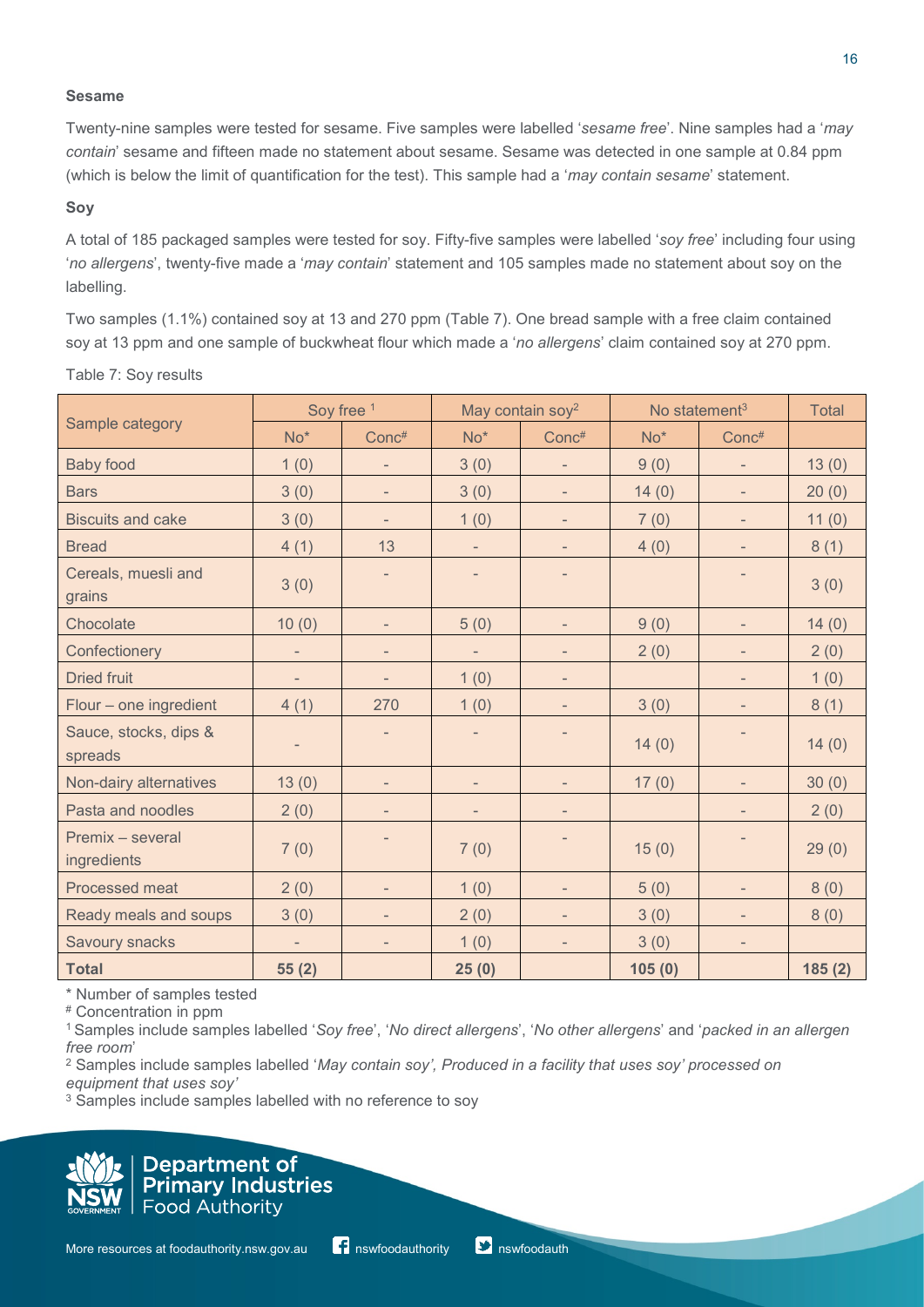### Sesame

Twenty-nine samples were tested for sesame. Five samples were labelled '*sesame free*'. Nine samples had a '*may contain*' sesame and fifteen made no statement about sesame. Sesame was detected in one sample at 0.84 ppm (which is below the limit of quantification for the test). This sample had a '*may contain sesame*' statement.

### Soy

A total of 185 packaged samples were tested for soy. Fifty-five samples were labelled '*soy free*' including four using '*no allergens*', twenty-five made a '*may contain*' statement and 105 samples made no statement about soy on the labelling.

Two samples (1.1%) contained soy at 13 and 270 ppm (Table 7). One bread sample with a free claim contained soy at 13 ppm and one sample of buckwheat flour which made a '*no allergens*' claim contained soy at 270 ppm.

Table 7: Soy results

| Sample category | Soy free [1] | | May contain soy[2] | | No statement[3] | | Total |
|---|---|---|---|---|---|---|---|
| | No* | Conc# | No* | Conc# | No* | Conc# | |
| Baby food | 1 (0) | - | 3 (0) | - | 9 (0) | - | 13 (0) |
| Bars | 3 (0) | - | 3 (0) | - | 14 (0) | - | 20 (0) |
| Biscuits and cake | 3 (0) | - | 1 (0) | - | 7 (0) | - | 11 (0) |
| Bread | 4 (1) | 13 | - | - | 4 (0) | - | 8 (1) |
| Cereals, muesli and grains | 3 (0) | - | - | - | | - | 3 (0) |
| Chocolate | 10 (0) | - | 5 (0) | - | 9 (0) | - | 14 (0) |
| Confectionery | - | - | - | - | 2 (0) | - | 2 (0) |
| Dried fruit | - | - | 1 (0) | - | | - | 1 (0) |
| Flour – one ingredient | 4 (1) | 270 | 1 (0) | - | 3 (0) | - | 8 (1) |
| Sauce, stocks, dips & spreads | - | - | - | - | 14 (0) | - | 14 (0) |
| Non-dairy alternatives | 13 (0) | - | - | - | 17 (0) | - | 30 (0) |
| Pasta and noodles | 2 (0) | - | - | - | | - | 2 (0) |
| Premix – several ingredients | 7 (0) | - | 7 (0) | - | 15 (0) | - | 29 (0) |
| Processed meat | 2 (0) | - | 1 (0) | - | 5 (0) | - | 8 (0) |
| Ready meals and soups | 3 (0) | - | 2 (0) | - | 3 (0) | - | 8 (0) |
| Savoury snacks | - | - | 1 (0) | - | 3 (0) | - | |
| **Total** | **55 (2)** | | **25 (0)** | | **105 (0)** | | **185 (2)** |

\* Number of samples tested

\# Concentration in ppm

[1] Samples include samples labelled '*Soy free*', '*No direct allergens*', '*No other allergens*' and '*packed in an allergen free room*'

[2] Samples include samples labelled '*May contain soy', Produced in a facility that uses soy' processed on equipment that uses soy'*

[3] Samples include samples labelled with no reference to soy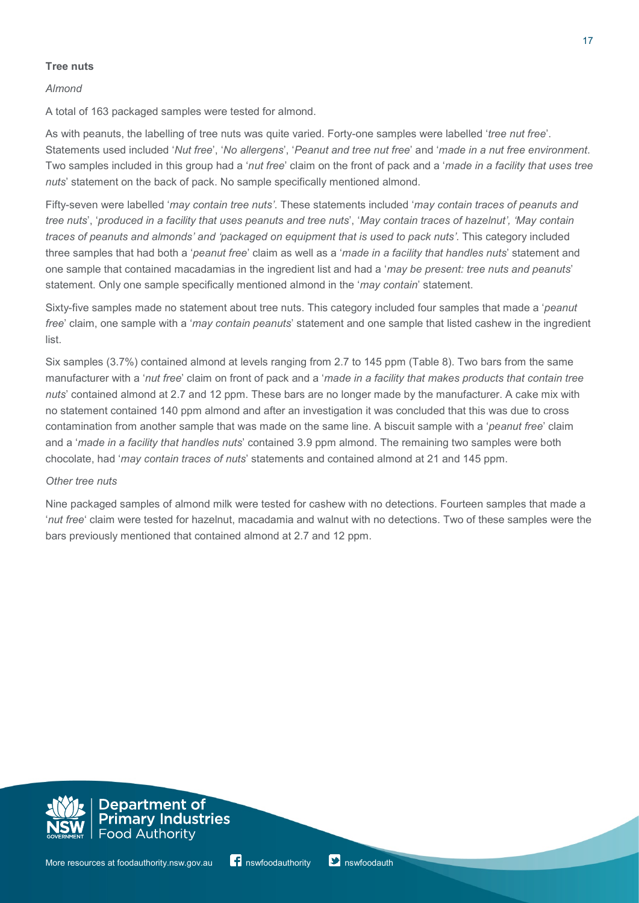**Tree nuts**

*Almond*

A total of 163 packaged samples were tested for almond.

As with peanuts, the labelling of tree nuts was quite varied. Forty-one samples were labelled '*tree nut free*'. Statements used included '*Nut free*', '*No allergens*', '*Peanut and tree nut free*' and '*made in a nut free environment*. Two samples included in this group had a '*nut free*' claim on the front of pack and a '*made in a facility that uses tree nuts*' statement on the back of pack. No sample specifically mentioned almond.

Fifty-seven were labelled '*may contain tree nuts'*. These statements included '*may contain traces of peanuts and tree nuts*', '*produced in a facility that uses peanuts and tree nuts*', '*May contain traces of hazelnut', 'May contain traces of peanuts and almonds' and 'packaged on equipment that is used to pack nuts'.* This category included three samples that had both a '*peanut free*' claim as well as a '*made in a facility that handles nuts*' statement and one sample that contained macadamias in the ingredient list and had a '*may be present: tree nuts and peanuts*' statement. Only one sample specifically mentioned almond in the '*may contain*' statement.

Sixty-five samples made no statement about tree nuts. This category included four samples that made a '*peanut free*' claim, one sample with a '*may contain peanuts*' statement and one sample that listed cashew in the ingredient list.

Six samples (3.7%) contained almond at levels ranging from 2.7 to 145 ppm (Table 8). Two bars from the same manufacturer with a '*nut free*' claim on front of pack and a '*made in a facility that makes products that contain tree nuts*' contained almond at 2.7 and 12 ppm. These bars are no longer made by the manufacturer. A cake mix with no statement contained 140 ppm almond and after an investigation it was concluded that this was due to cross contamination from another sample that was made on the same line. A biscuit sample with a '*peanut free*' claim and a '*made in a facility that handles nuts*' contained 3.9 ppm almond. The remaining two samples were both chocolate, had '*may contain traces of nuts*' statements and contained almond at 21 and 145 ppm.

*Other tree nuts*

Nine packaged samples of almond milk were tested for cashew with no detections. Fourteen samples that made a '*nut free*' claim were tested for hazelnut, macadamia and walnut with no detections. Two of these samples were the bars previously mentioned that contained almond at 2.7 and 12 ppm.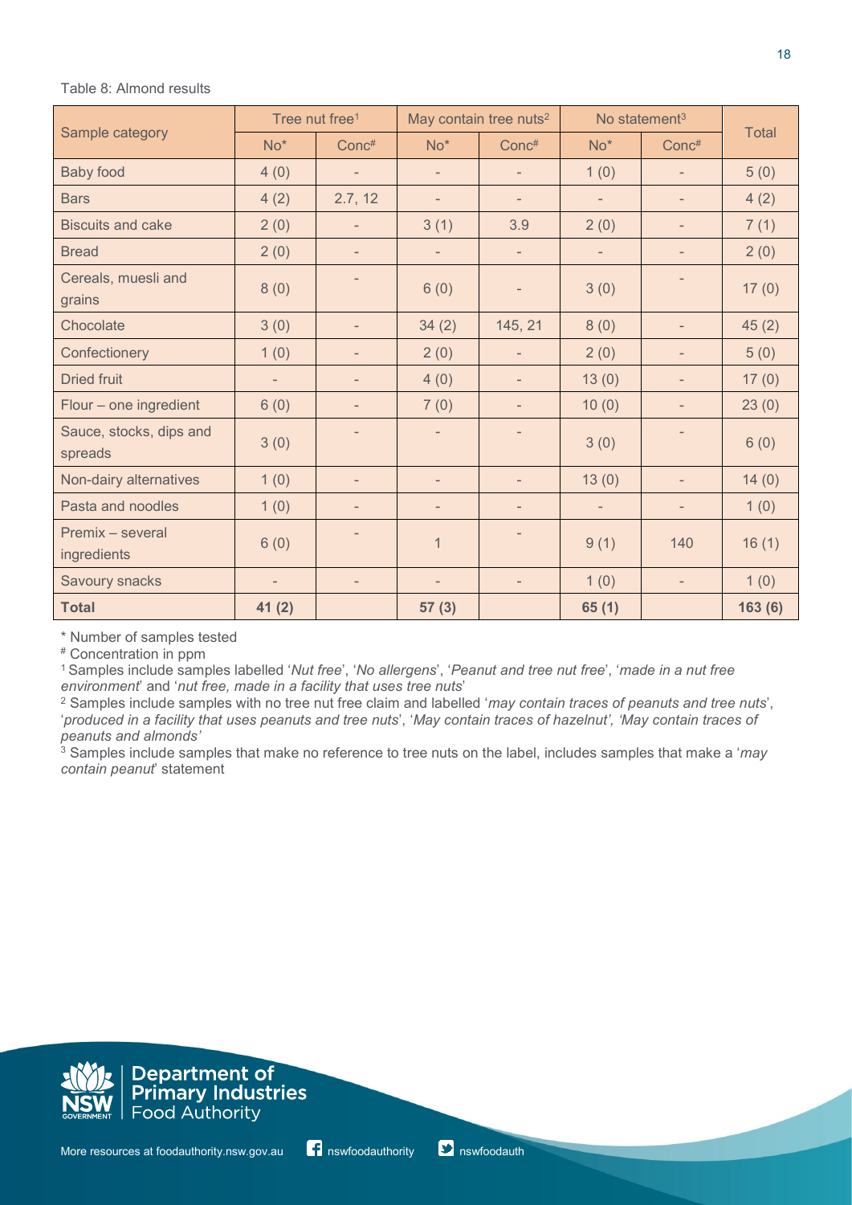Table 8: Almond results

| Sample category | Tree nut free[1] | | May contain tree nuts[2] | | No statement[3] | | Total |
|---|---|---|---|---|---|---|---|
| | No* | Conc# | No* | Conc# | No* | Conc# | |
| Baby food | 4 (0) | - | - | - | 1 (0) | - | 5 (0) |
| Bars | 4 (2) | 2.7, 12 | - | - | - | - | 4 (2) |
| Biscuits and cake | 2 (0) | - | 3 (1) | 3.9 | 2 (0) | - | 7 (1) |
| Bread | 2 (0) | - | - | - | - | - | 2 (0) |
| Cereals, muesli and grains | 8 (0) | - | 6 (0) | - | 3 (0) | - | 17 (0) |
| Chocolate | 3 (0) | - | 34 (2) | 145, 21 | 8 (0) | - | 45 (2) |
| Confectionery | 1 (0) | - | 2 (0) | - | 2 (0) | - | 5 (0) |
| Dried fruit | - | - | 4 (0) | - | 13 (0) | - | 17 (0) |
| Flour – one ingredient | 6 (0) | - | 7 (0) | - | 10 (0) | - | 23 (0) |
| Sauce, stocks, dips and spreads | 3 (0) | - | - | - | 3 (0) | - | 6 (0) |
| Non-dairy alternatives | 1 (0) | - | - | - | 13 (0) | - | 14 (0) |
| Pasta and noodles | 1 (0) | - | - | - | - | - | 1 (0) |
| Premix – several ingredients | 6 (0) | - | 1 | - | 9 (1) | 140 | 16 (1) |
| Savoury snacks | - | - | - | - | 1 (0) | - | 1 (0) |
| **Total** | **41 (2)** | | **57 (3)** | | **65 (1)** | | **163 (6)** |

* Number of samples tested

# Concentration in ppm

[1] Samples include samples labelled '*Nut free*', '*No allergens*', '*Peanut and tree nut free*', '*made in a nut free environment*' and '*nut free, made in a facility that uses tree nuts*'

[2] Samples include samples with no tree nut free claim and labelled '*may contain traces of peanuts and tree nuts*', '*produced in a facility that uses peanuts and tree nuts*', '*May contain traces of hazelnut', 'May contain traces of peanuts and almonds'*

[3] Samples include samples that make no reference to tree nuts on the label, includes samples that make a '*may contain peanut*' statement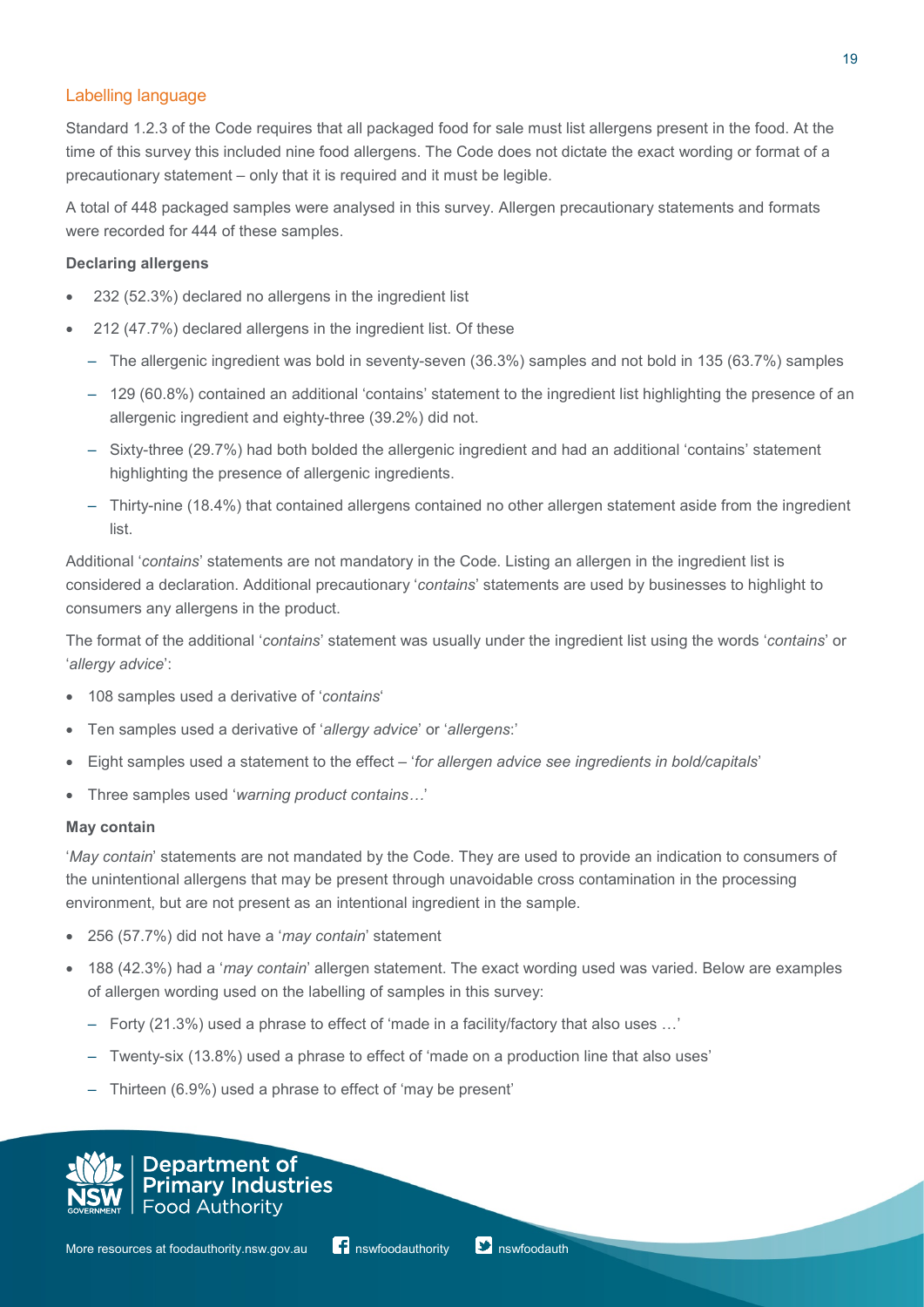## Labelling language

Standard 1.2.3 of the Code requires that all packaged food for sale must list allergens present in the food. At the time of this survey this included nine food allergens. The Code does not dictate the exact wording or format of a precautionary statement – only that it is required and it must be legible.

A total of 448 packaged samples were analysed in this survey. Allergen precautionary statements and formats were recorded for 444 of these samples.

**Declaring allergens**

- 232 (52.3%) declared no allergens in the ingredient list
- 212 (47.7%) declared allergens in the ingredient list. Of these
  - The allergenic ingredient was bold in seventy-seven (36.3%) samples and not bold in 135 (63.7%) samples
  - 129 (60.8%) contained an additional 'contains' statement to the ingredient list highlighting the presence of an allergenic ingredient and eighty-three (39.2%) did not.
  - Sixty-three (29.7%) had both bolded the allergenic ingredient and had an additional 'contains' statement highlighting the presence of allergenic ingredients.
  - Thirty-nine (18.4%) that contained allergens contained no other allergen statement aside from the ingredient list.

Additional '*contains*' statements are not mandatory in the Code. Listing an allergen in the ingredient list is considered a declaration. Additional precautionary '*contains*' statements are used by businesses to highlight to consumers any allergens in the product.

The format of the additional '*contains*' statement was usually under the ingredient list using the words '*contains*' or '*allergy advice*':

- 108 samples used a derivative of '*contains*'
- Ten samples used a derivative of '*allergy advice*' or '*allergens*:'
- Eight samples used a statement to the effect – '*for allergen advice see ingredients in bold/capitals*'
- Three samples used '*warning product contains…*'

**May contain**

'*May contain*' statements are not mandated by the Code. They are used to provide an indication to consumers of the unintentional allergens that may be present through unavoidable cross contamination in the processing environment, but are not present as an intentional ingredient in the sample.

- 256 (57.7%) did not have a '*may contain*' statement
- 188 (42.3%) had a '*may contain*' allergen statement. The exact wording used was varied. Below are examples of allergen wording used on the labelling of samples in this survey:
  - Forty (21.3%) used a phrase to effect of 'made in a facility/factory that also uses …'
  - Twenty-six (13.8%) used a phrase to effect of 'made on a production line that also uses'
  - Thirteen (6.9%) used a phrase to effect of 'may be present'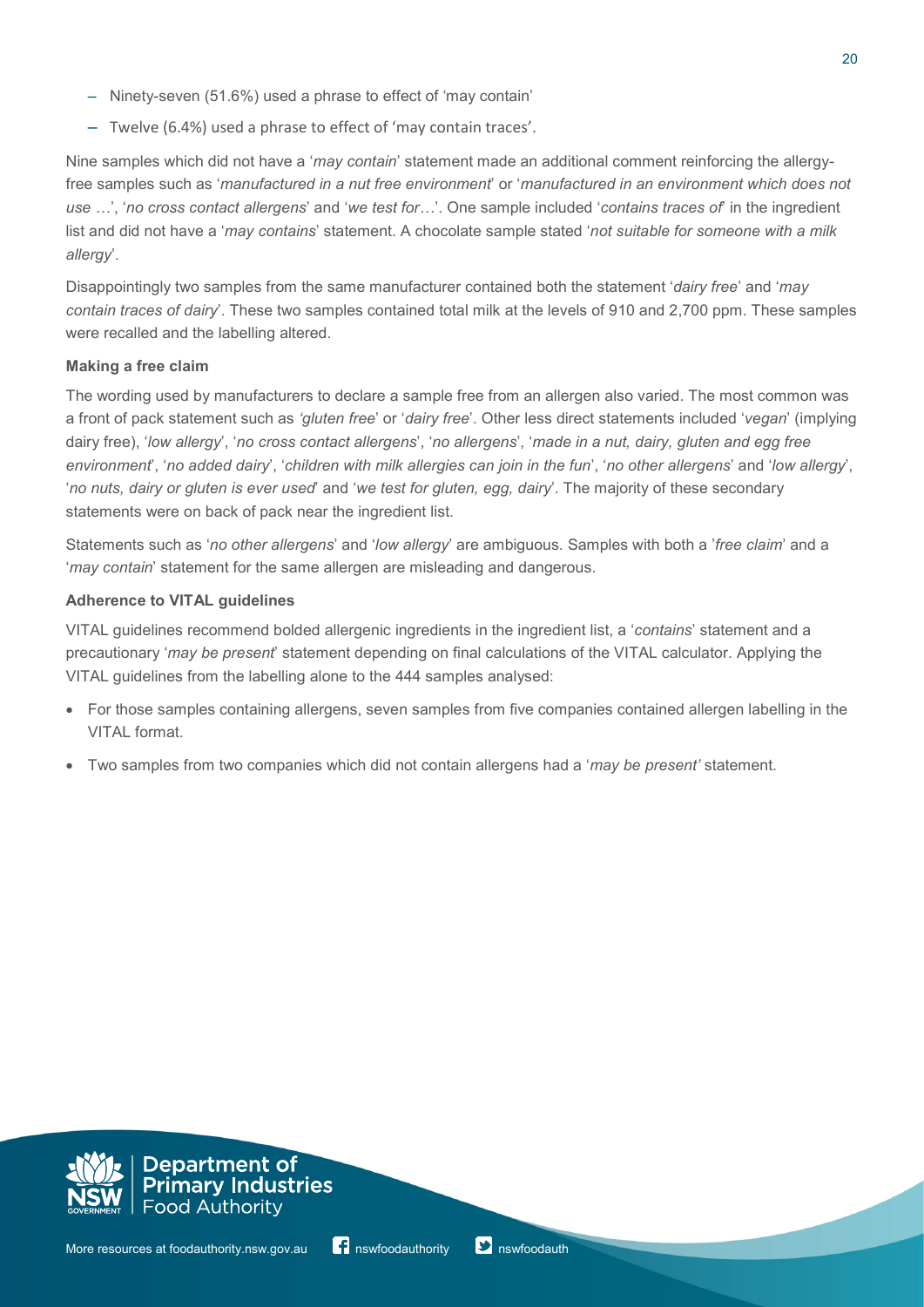- Ninety-seven (51.6%) used a phrase to effect of 'may contain'
- Twelve (6.4%) used a phrase to effect of 'may contain traces'.

Nine samples which did not have a '*may contain*' statement made an additional comment reinforcing the allergy-free samples such as '*manufactured in a nut free environment*' or '*manufactured in an environment which does not use …*', '*no cross contact allergens*' and '*we test for…*'. One sample included '*contains traces of*' in the ingredient list and did not have a '*may contains*' statement. A chocolate sample stated '*not suitable for someone with a milk allergy*'.

Disappointingly two samples from the same manufacturer contained both the statement '*dairy free*' and '*may contain traces of dairy*'. These two samples contained total milk at the levels of 910 and 2,700 ppm. These samples were recalled and the labelling altered.

**Making a free claim**

The wording used by manufacturers to declare a sample free from an allergen also varied. The most common was a front of pack statement such as *'gluten free*' or '*dairy free*'. Other less direct statements included '*vegan*' (implying dairy free), '*low allergy*', '*no cross contact allergens*', '*no allergens*', '*made in a nut, dairy, gluten and egg free environment*', '*no added dairy*', '*children with milk allergies can join in the fun*', '*no other allergens*' and '*low allergy*', '*no nuts, dairy or gluten is ever used*' and '*we test for gluten, egg, dairy*'. The majority of these secondary statements were on back of pack near the ingredient list.

Statements such as '*no other allergens*' and '*low allergy*' are ambiguous. Samples with both a '*free claim*' and a '*may contain*' statement for the same allergen are misleading and dangerous.

**Adherence to VITAL guidelines**

VITAL guidelines recommend bolded allergenic ingredients in the ingredient list, a '*contains*' statement and a precautionary '*may be present*' statement depending on final calculations of the VITAL calculator. Applying the VITAL guidelines from the labelling alone to the 444 samples analysed:

- For those samples containing allergens, seven samples from five companies contained allergen labelling in the VITAL format.
- Two samples from two companies which did not contain allergens had a '*may be present'* statement.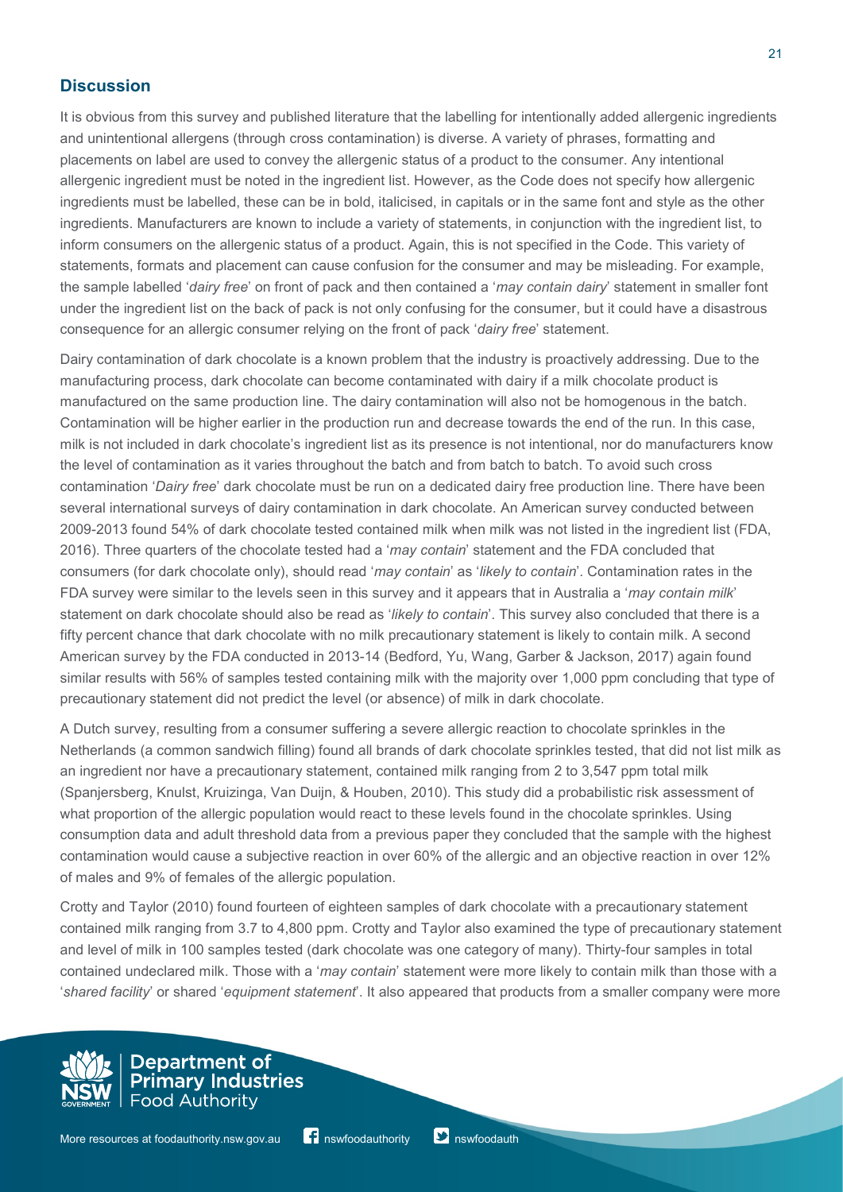## Discussion

It is obvious from this survey and published literature that the labelling for intentionally added allergenic ingredients and unintentional allergens (through cross contamination) is diverse. A variety of phrases, formatting and placements on label are used to convey the allergenic status of a product to the consumer. Any intentional allergenic ingredient must be noted in the ingredient list. However, as the Code does not specify how allergenic ingredients must be labelled, these can be in bold, italicised, in capitals or in the same font and style as the other ingredients. Manufacturers are known to include a variety of statements, in conjunction with the ingredient list, to inform consumers on the allergenic status of a product. Again, this is not specified in the Code. This variety of statements, formats and placement can cause confusion for the consumer and may be misleading. For example, the sample labelled '*dairy free*' on front of pack and then contained a '*may contain dairy*' statement in smaller font under the ingredient list on the back of pack is not only confusing for the consumer, but it could have a disastrous consequence for an allergic consumer relying on the front of pack '*dairy free*' statement.

Dairy contamination of dark chocolate is a known problem that the industry is proactively addressing. Due to the manufacturing process, dark chocolate can become contaminated with dairy if a milk chocolate product is manufactured on the same production line. The dairy contamination will also not be homogenous in the batch. Contamination will be higher earlier in the production run and decrease towards the end of the run. In this case, milk is not included in dark chocolate's ingredient list as its presence is not intentional, nor do manufacturers know the level of contamination as it varies throughout the batch and from batch to batch. To avoid such cross contamination '*Dairy free*' dark chocolate must be run on a dedicated dairy free production line. There have been several international surveys of dairy contamination in dark chocolate. An American survey conducted between 2009-2013 found 54% of dark chocolate tested contained milk when milk was not listed in the ingredient list (FDA, 2016). Three quarters of the chocolate tested had a '*may contain*' statement and the FDA concluded that consumers (for dark chocolate only), should read '*may contain*' as '*likely to contain*'. Contamination rates in the FDA survey were similar to the levels seen in this survey and it appears that in Australia a '*may contain milk*' statement on dark chocolate should also be read as '*likely to contain*'. This survey also concluded that there is a fifty percent chance that dark chocolate with no milk precautionary statement is likely to contain milk. A second American survey by the FDA conducted in 2013-14 (Bedford, Yu, Wang, Garber & Jackson, 2017) again found similar results with 56% of samples tested containing milk with the majority over 1,000 ppm concluding that type of precautionary statement did not predict the level (or absence) of milk in dark chocolate.

A Dutch survey, resulting from a consumer suffering a severe allergic reaction to chocolate sprinkles in the Netherlands (a common sandwich filling) found all brands of dark chocolate sprinkles tested, that did not list milk as an ingredient nor have a precautionary statement, contained milk ranging from 2 to 3,547 ppm total milk (Spanjersberg, Knulst, Kruizinga, Van Duijn, & Houben, 2010). This study did a probabilistic risk assessment of what proportion of the allergic population would react to these levels found in the chocolate sprinkles. Using consumption data and adult threshold data from a previous paper they concluded that the sample with the highest contamination would cause a subjective reaction in over 60% of the allergic and an objective reaction in over 12% of males and 9% of females of the allergic population.

Crotty and Taylor (2010) found fourteen of eighteen samples of dark chocolate with a precautionary statement contained milk ranging from 3.7 to 4,800 ppm. Crotty and Taylor also examined the type of precautionary statement and level of milk in 100 samples tested (dark chocolate was one category of many). Thirty-four samples in total contained undeclared milk. Those with a '*may contain*' statement were more likely to contain milk than those with a '*shared facility*' or shared '*equipment statement*'. It also appeared that products from a smaller company were more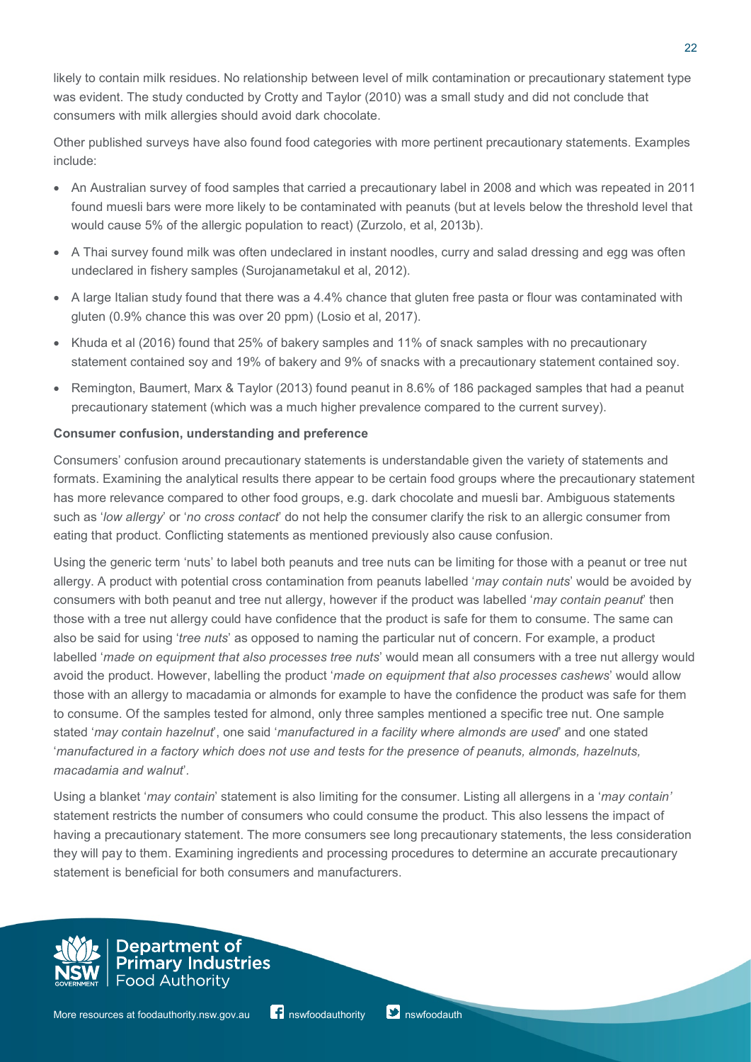likely to contain milk residues. No relationship between level of milk contamination or precautionary statement type was evident. The study conducted by Crotty and Taylor (2010) was a small study and did not conclude that consumers with milk allergies should avoid dark chocolate.

Other published surveys have also found food categories with more pertinent precautionary statements. Examples include:

- An Australian survey of food samples that carried a precautionary label in 2008 and which was repeated in 2011 found muesli bars were more likely to be contaminated with peanuts (but at levels below the threshold level that would cause 5% of the allergic population to react) (Zurzolo, et al, 2013b).
- A Thai survey found milk was often undeclared in instant noodles, curry and salad dressing and egg was often undeclared in fishery samples (Surojanametakul et al, 2012).
- A large Italian study found that there was a 4.4% chance that gluten free pasta or flour was contaminated with gluten (0.9% chance this was over 20 ppm) (Losio et al, 2017).
- Khuda et al (2016) found that 25% of bakery samples and 11% of snack samples with no precautionary statement contained soy and 19% of bakery and 9% of snacks with a precautionary statement contained soy.
- Remington, Baumert, Marx & Taylor (2013) found peanut in 8.6% of 186 packaged samples that had a peanut precautionary statement (which was a much higher prevalence compared to the current survey).

**Consumer confusion, understanding and preference**

Consumers' confusion around precautionary statements is understandable given the variety of statements and formats. Examining the analytical results there appear to be certain food groups where the precautionary statement has more relevance compared to other food groups, e.g. dark chocolate and muesli bar. Ambiguous statements such as '*low allergy*' or '*no cross contact*' do not help the consumer clarify the risk to an allergic consumer from eating that product. Conflicting statements as mentioned previously also cause confusion.

Using the generic term 'nuts' to label both peanuts and tree nuts can be limiting for those with a peanut or tree nut allergy. A product with potential cross contamination from peanuts labelled '*may contain nuts*' would be avoided by consumers with both peanut and tree nut allergy, however if the product was labelled '*may contain peanut*' then those with a tree nut allergy could have confidence that the product is safe for them to consume. The same can also be said for using '*tree nuts*' as opposed to naming the particular nut of concern. For example, a product labelled '*made on equipment that also processes tree nuts*' would mean all consumers with a tree nut allergy would avoid the product. However, labelling the product '*made on equipment that also processes cashews*' would allow those with an allergy to macadamia or almonds for example to have the confidence the product was safe for them to consume. Of the samples tested for almond, only three samples mentioned a specific tree nut. One sample stated '*may contain hazelnut*', one said '*manufactured in a facility where almonds are used*' and one stated '*manufactured in a factory which does not use and tests for the presence of peanuts, almonds, hazelnuts, macadamia and walnut*'.

Using a blanket '*may contain*' statement is also limiting for the consumer. Listing all allergens in a '*may contain'* statement restricts the number of consumers who could consume the product. This also lessens the impact of having a precautionary statement. The more consumers see long precautionary statements, the less consideration they will pay to them. Examining ingredients and processing procedures to determine an accurate precautionary statement is beneficial for both consumers and manufacturers.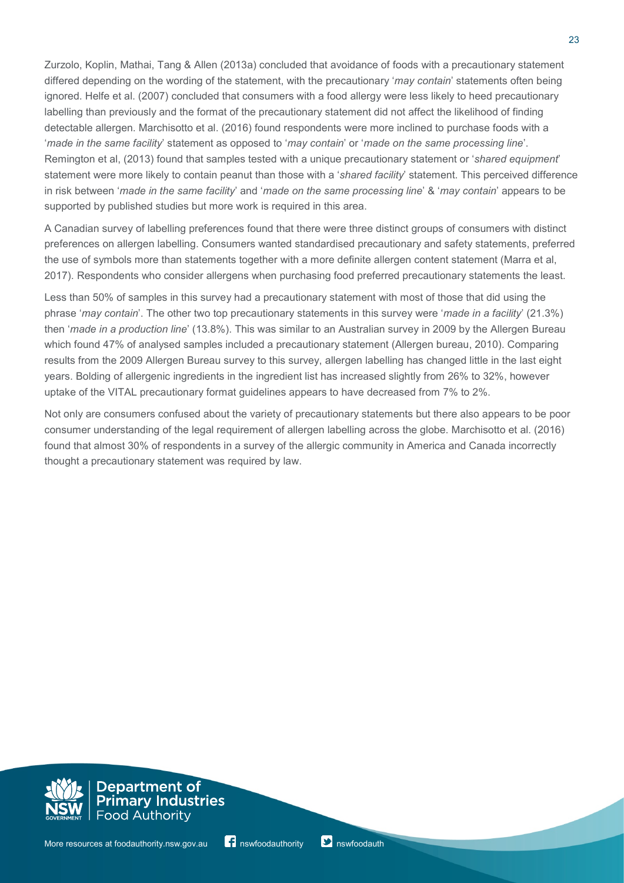Zurzolo, Koplin, Mathai, Tang & Allen (2013a) concluded that avoidance of foods with a precautionary statement differed depending on the wording of the statement, with the precautionary '*may contain*' statements often being ignored. Helfe et al. (2007) concluded that consumers with a food allergy were less likely to heed precautionary labelling than previously and the format of the precautionary statement did not affect the likelihood of finding detectable allergen. Marchisotto et al. (2016) found respondents were more inclined to purchase foods with a '*made in the same facility*' statement as opposed to '*may contain*' or '*made on the same processing line*'. Remington et al, (2013) found that samples tested with a unique precautionary statement or '*shared equipment*' statement were more likely to contain peanut than those with a '*shared facility*' statement. This perceived difference in risk between '*made in the same facility*' and '*made on the same processing line*' & '*may contain*' appears to be supported by published studies but more work is required in this area.

A Canadian survey of labelling preferences found that there were three distinct groups of consumers with distinct preferences on allergen labelling. Consumers wanted standardised precautionary and safety statements, preferred the use of symbols more than statements together with a more definite allergen content statement (Marra et al, 2017). Respondents who consider allergens when purchasing food preferred precautionary statements the least.

Less than 50% of samples in this survey had a precautionary statement with most of those that did using the phrase '*may contain*'. The other two top precautionary statements in this survey were '*made in a facility*' (21.3%) then '*made in a production line*' (13.8%). This was similar to an Australian survey in 2009 by the Allergen Bureau which found 47% of analysed samples included a precautionary statement (Allergen bureau, 2010). Comparing results from the 2009 Allergen Bureau survey to this survey, allergen labelling has changed little in the last eight years. Bolding of allergenic ingredients in the ingredient list has increased slightly from 26% to 32%, however uptake of the VITAL precautionary format guidelines appears to have decreased from 7% to 2%.

Not only are consumers confused about the variety of precautionary statements but there also appears to be poor consumer understanding of the legal requirement of allergen labelling across the globe. Marchisotto et al. (2016) found that almost 30% of respondents in a survey of the allergic community in America and Canada incorrectly thought a precautionary statement was required by law.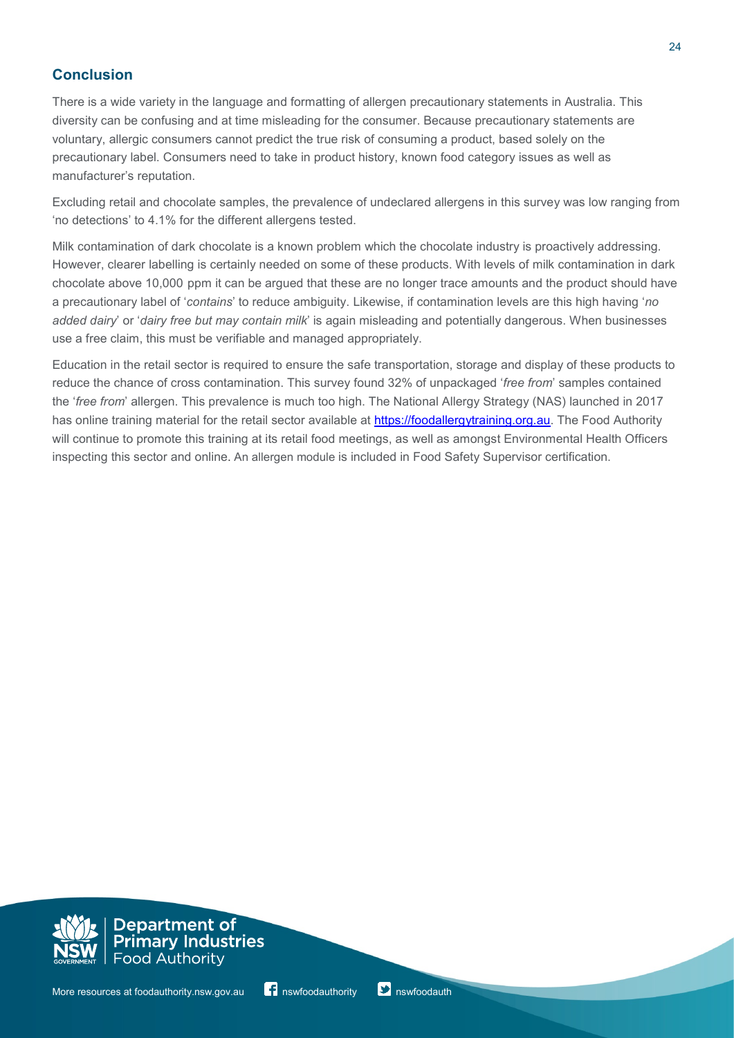## Conclusion

There is a wide variety in the language and formatting of allergen precautionary statements in Australia. This diversity can be confusing and at time misleading for the consumer. Because precautionary statements are voluntary, allergic consumers cannot predict the true risk of consuming a product, based solely on the precautionary label. Consumers need to take in product history, known food category issues as well as manufacturer's reputation.

Excluding retail and chocolate samples, the prevalence of undeclared allergens in this survey was low ranging from 'no detections' to 4.1% for the different allergens tested.

Milk contamination of dark chocolate is a known problem which the chocolate industry is proactively addressing. However, clearer labelling is certainly needed on some of these products. With levels of milk contamination in dark chocolate above 10,000 ppm it can be argued that these are no longer trace amounts and the product should have a precautionary label of '*contains*' to reduce ambiguity. Likewise, if contamination levels are this high having '*no added dairy*' or '*dairy free but may contain milk*' is again misleading and potentially dangerous. When businesses use a free claim, this must be verifiable and managed appropriately.

Education in the retail sector is required to ensure the safe transportation, storage and display of these products to reduce the chance of cross contamination. This survey found 32% of unpackaged '*free from*' samples contained the '*free from*' allergen. This prevalence is much too high. The National Allergy Strategy (NAS) launched in 2017 has online training material for the retail sector available at [https://foodallergytraining.org.au](https://foodallergytraining.org.au). The Food Authority will continue to promote this training at its retail food meetings, as well as amongst Environmental Health Officers inspecting this sector and online. An allergen module is included in Food Safety Supervisor certification.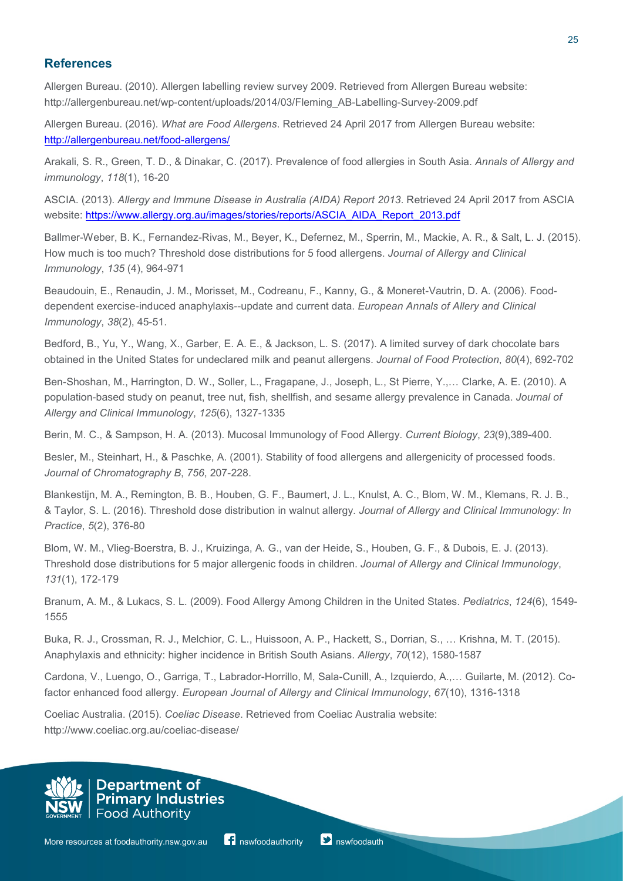## References

Allergen Bureau. (2010). Allergen labelling review survey 2009. Retrieved from Allergen Bureau website: http://allergenbureau.net/wp-content/uploads/2014/03/Fleming_AB-Labelling-Survey-2009.pdf

Allergen Bureau. (2016). *What are Food Allergens*. Retrieved 24 April 2017 from Allergen Bureau website: http://allergenbureau.net/food-allergens/

Arakali, S. R., Green, T. D., & Dinakar, C. (2017). Prevalence of food allergies in South Asia. *Annals of Allergy and immunology*, *118*(1), 16-20

ASCIA. (2013). *Allergy and Immune Disease in Australia (AIDA) Report 2013*. Retrieved 24 April 2017 from ASCIA website: https://www.allergy.org.au/images/stories/reports/ASCIA_AIDA_Report_2013.pdf

Ballmer-Weber, B. K., Fernandez-Rivas, M., Beyer, K., Defernez, M., Sperrin, M., Mackie, A. R., & Salt, L. J. (2015). How much is too much? Threshold dose distributions for 5 food allergens. *Journal of Allergy and Clinical Immunology*, *135* (4), 964-971

Beaudouin, E., Renaudin, J. M., Morisset, M., Codreanu, F., Kanny, G., & Moneret-Vautrin, D. A. (2006). Food-dependent exercise-induced anaphylaxis--update and current data. *European Annals of Allery and Clinical Immunology*, *38*(2), 45-51.

Bedford, B., Yu, Y., Wang, X., Garber, E. A. E., & Jackson, L. S. (2017). A limited survey of dark chocolate bars obtained in the United States for undeclared milk and peanut allergens. *Journal of Food Protection*, *80*(4), 692-702

Ben-Shoshan, M., Harrington, D. W., Soller, L., Fragapane, J., Joseph, L., St Pierre, Y.,… Clarke, A. E. (2010). A population-based study on peanut, tree nut, fish, shellfish, and sesame allergy prevalence in Canada. *Journal of Allergy and Clinical Immunology*, *125*(6), 1327-1335

Berin, M. C., & Sampson, H. A. (2013). Mucosal Immunology of Food Allergy. *Current Biology*, *23*(9),389-400.

Besler, M., Steinhart, H., & Paschke, A. (2001). Stability of food allergens and allergenicity of processed foods. *Journal of Chromatography B*, *756*, 207-228.

Blankestijn, M. A., Remington, B. B., Houben, G. F., Baumert, J. L., Knulst, A. C., Blom, W. M., Klemans, R. J. B., & Taylor, S. L. (2016). Threshold dose distribution in walnut allergy. *Journal of Allergy and Clinical Immunology: In Practice*, *5*(2), 376-80

Blom, W. M., Vlieg-Boerstra, B. J., Kruizinga, A. G., van der Heide, S., Houben, G. F., & Dubois, E. J. (2013). Threshold dose distributions for 5 major allergenic foods in children. *Journal of Allergy and Clinical Immunology*, *131*(1), 172-179

Branum, A. M., & Lukacs, S. L. (2009). Food Allergy Among Children in the United States. *Pediatrics*, *124*(6), 1549-1555

Buka, R. J., Crossman, R. J., Melchior, C. L., Huissoon, A. P., Hackett, S., Dorrian, S., … Krishna, M. T. (2015). Anaphylaxis and ethnicity: higher incidence in British South Asians. *Allergy*, *70*(12), 1580-1587

Cardona, V., Luengo, O., Garriga, T., Labrador-Horrillo, M, Sala-Cunill, A., Izquierdo, A.,… Guilarte, M. (2012). Co-factor enhanced food allergy. *European Journal of Allergy and Clinical Immunology*, *67*(10), 1316-1318

Coeliac Australia. (2015). *Coeliac Disease*. Retrieved from Coeliac Australia website: http://www.coeliac.org.au/coeliac-disease/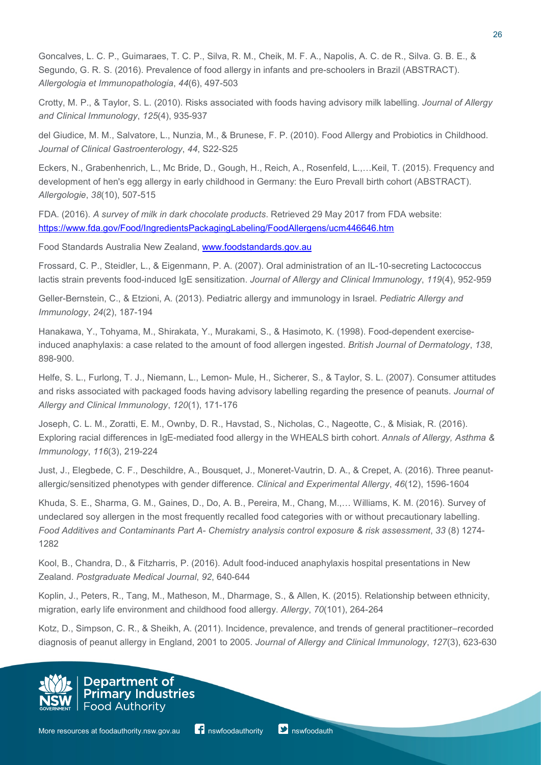Goncalves, L. C. P., Guimaraes, T. C. P., Silva, R. M., Cheik, M. F. A., Napolis, A. C. de R., Silva. G. B. E., & Segundo, G. R. S. (2016). Prevalence of food allergy in infants and pre-schoolers in Brazil (ABSTRACT). *Allergologia et Immunopathologia*, *44*(6), 497-503

Crotty, M. P., & Taylor, S. L. (2010). Risks associated with foods having advisory milk labelling. *Journal of Allergy and Clinical Immunology*, *125*(4), 935-937

del Giudice, M. M., Salvatore, L., Nunzia, M., & Brunese, F. P. (2010). Food Allergy and Probiotics in Childhood. *Journal of Clinical Gastroenterology*, *44*, S22-S25

Eckers, N., Grabenhenrich, L., Mc Bride, D., Gough, H., Reich, A., Rosenfeld, L.,…Keil, T. (2015). Frequency and development of hen's egg allergy in early childhood in Germany: the Euro Prevall birth cohort (ABSTRACT). *Allergologie*, *38*(10), 507-515

FDA. (2016). *A survey of milk in dark chocolate products*. Retrieved 29 May 2017 from FDA website: https://www.fda.gov/Food/IngredientsPackagingLabeling/FoodAllergens/ucm446646.htm

Food Standards Australia New Zealand, www.foodstandards.gov.au

Frossard, C. P., Steidler, L., & Eigenmann, P. A. (2007). Oral administration of an IL-10-secreting Lactococcus lactis strain prevents food-induced IgE sensitization. *Journal of Allergy and Clinical Immunology*, *119*(4), 952-959

Geller-Bernstein, C., & Etzioni, A. (2013). Pediatric allergy and immunology in Israel. *Pediatric Allergy and Immunology*, *24*(2), 187-194

Hanakawa, Y., Tohyama, M., Shirakata, Y., Murakami, S., & Hasimoto, K. (1998). Food-dependent exercise-induced anaphylaxis: a case related to the amount of food allergen ingested. *British Journal of Dermatology*, *138*, 898-900.

Helfe, S. L., Furlong, T. J., Niemann, L., Lemon- Mule, H., Sicherer, S., & Taylor, S. L. (2007). Consumer attitudes and risks associated with packaged foods having advisory labelling regarding the presence of peanuts. *Journal of Allergy and Clinical Immunology*, *120*(1), 171-176

Joseph, C. L. M., Zoratti, E. M., Ownby, D. R., Havstad, S., Nicholas, C., Nageotte, C., & Misiak, R. (2016). Exploring racial differences in IgE-mediated food allergy in the WHEALS birth cohort. *Annals of Allergy, Asthma & Immunology*, *116*(3), 219-224

Just, J., Elegbede, C. F., Deschildre, A., Bousquet, J., Moneret-Vautrin, D. A., & Crepet, A. (2016). Three peanut-allergic/sensitized phenotypes with gender difference. *Clinical and Experimental Allergy*, *46*(12), 1596-1604

Khuda, S. E., Sharma, G. M., Gaines, D., Do, A. B., Pereira, M., Chang, M.,… Williams, K. M. (2016). Survey of undeclared soy allergen in the most frequently recalled food categories with or without precautionary labelling. *Food Additives and Contaminants Part A- Chemistry analysis control exposure & risk assessment*, *33* (8) 1274-1282

Kool, B., Chandra, D., & Fitzharris, P. (2016). Adult food-induced anaphylaxis hospital presentations in New Zealand. *Postgraduate Medical Journal*, *92*, 640-644

Koplin, J., Peters, R., Tang, M., Matheson, M., Dharmage, S., & Allen, K. (2015). Relationship between ethnicity, migration, early life environment and childhood food allergy. *Allergy*, *70*(101), 264-264

Kotz, D., Simpson, C. R., & Sheikh, A. (2011). Incidence, prevalence, and trends of general practitioner–recorded diagnosis of peanut allergy in England, 2001 to 2005. *Journal of Allergy and Clinical Immunology*, *127*(3), 623-630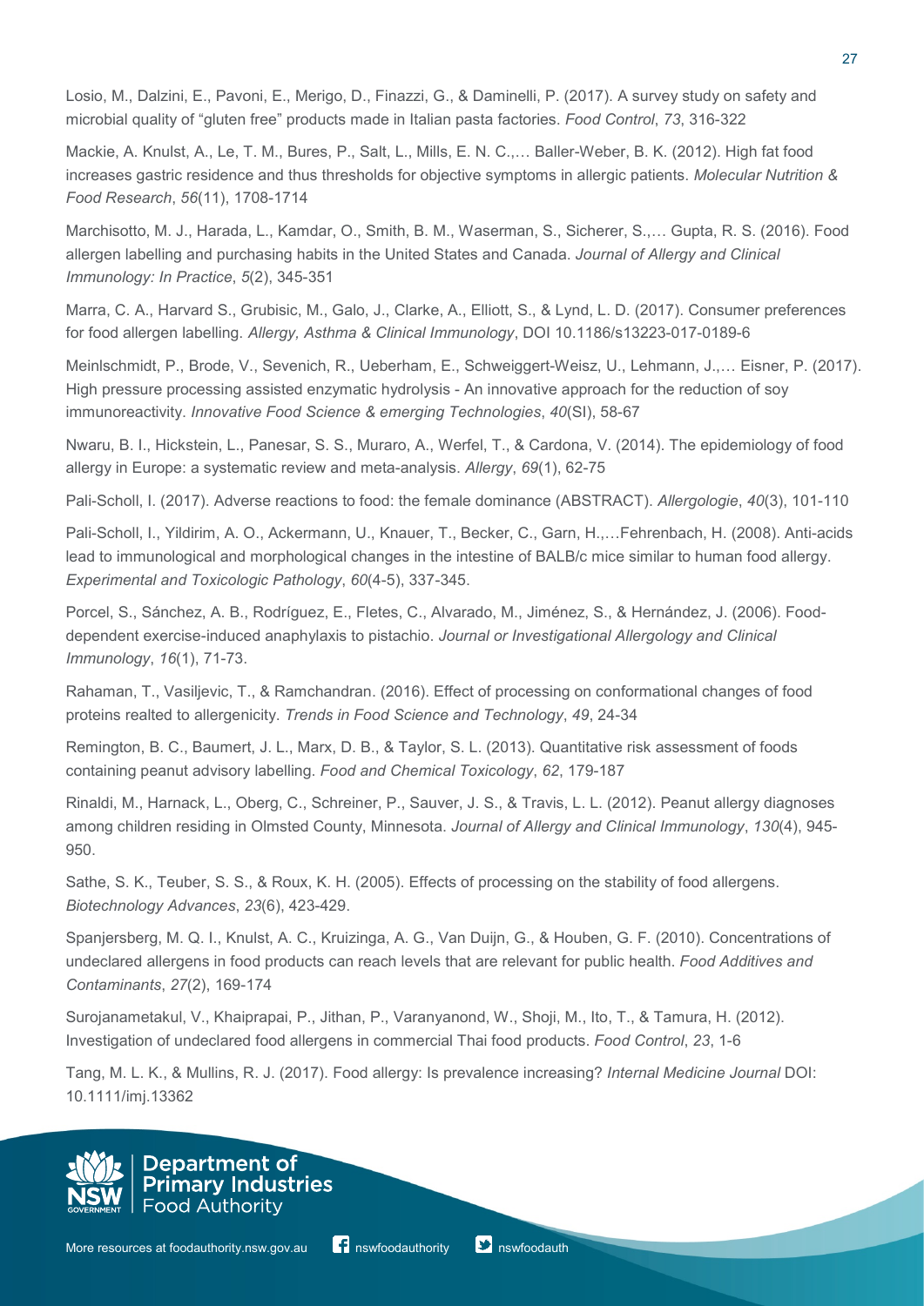Losio, M., Dalzini, E., Pavoni, E., Merigo, D., Finazzi, G., & Daminelli, P. (2017). A survey study on safety and microbial quality of "gluten free" products made in Italian pasta factories. *Food Control*, *73*, 316-322

Mackie, A. Knulst, A., Le, T. M., Bures, P., Salt, L., Mills, E. N. C.,… Baller-Weber, B. K. (2012). High fat food increases gastric residence and thus thresholds for objective symptoms in allergic patients. *Molecular Nutrition & Food Research*, *56*(11), 1708-1714

Marchisotto, M. J., Harada, L., Kamdar, O., Smith, B. M., Waserman, S., Sicherer, S.,… Gupta, R. S. (2016). Food allergen labelling and purchasing habits in the United States and Canada. *Journal of Allergy and Clinical Immunology: In Practice*, *5*(2), 345-351

Marra, C. A., Harvard S., Grubisic, M., Galo, J., Clarke, A., Elliott, S., & Lynd, L. D. (2017). Consumer preferences for food allergen labelling. *Allergy, Asthma & Clinical Immunology*, DOI 10.1186/s13223-017-0189-6

Meinlschmidt, P., Brode, V., Sevenich, R., Ueberham, E., Schweiggert-Weisz, U., Lehmann, J.,… Eisner, P. (2017). High pressure processing assisted enzymatic hydrolysis - An innovative approach for the reduction of soy immunoreactivity. *Innovative Food Science & emerging Technologies*, *40*(SI), 58-67

Nwaru, B. I., Hickstein, L., Panesar, S. S., Muraro, A., Werfel, T., & Cardona, V. (2014). The epidemiology of food allergy in Europe: a systematic review and meta-analysis. *Allergy*, *69*(1), 62-75

Pali-Scholl, I. (2017). Adverse reactions to food: the female dominance (ABSTRACT). *Allergologie*, *40*(3), 101-110

Pali-Scholl, I., Yildirim, A. O., Ackermann, U., Knauer, T., Becker, C., Garn, H.,…Fehrenbach, H. (2008). Anti-acids lead to immunological and morphological changes in the intestine of BALB/c mice similar to human food allergy. *Experimental and Toxicologic Pathology*, *60*(4-5), 337-345.

Porcel, S., Sánchez, A. B., Rodríguez, E., Fletes, C., Alvarado, M., Jiménez, S., & Hernández, J. (2006). Food-dependent exercise-induced anaphylaxis to pistachio. *Journal or Investigational Allergology and Clinical Immunology*, *16*(1), 71-73.

Rahaman, T., Vasiljevic, T., & Ramchandran. (2016). Effect of processing on conformational changes of food proteins realted to allergenicity. *Trends in Food Science and Technology*, *49*, 24-34

Remington, B. C., Baumert, J. L., Marx, D. B., & Taylor, S. L. (2013). Quantitative risk assessment of foods containing peanut advisory labelling. *Food and Chemical Toxicology*, *62*, 179-187

Rinaldi, M., Harnack, L., Oberg, C., Schreiner, P., Sauver, J. S., & Travis, L. L. (2012). Peanut allergy diagnoses among children residing in Olmsted County, Minnesota. *Journal of Allergy and Clinical Immunology*, *130*(4), 945-950.

Sathe, S. K., Teuber, S. S., & Roux, K. H. (2005). Effects of processing on the stability of food allergens. *Biotechnology Advances*, *23*(6), 423-429.

Spanjersberg, M. Q. I., Knulst, A. C., Kruizinga, A. G., Van Duijn, G., & Houben, G. F. (2010). Concentrations of undeclared allergens in food products can reach levels that are relevant for public health. *Food Additives and Contaminants*, *27*(2), 169-174

Surojanametakul, V., Khaiprapai, P., Jithan, P., Varanyanond, W., Shoji, M., Ito, T., & Tamura, H. (2012). Investigation of undeclared food allergens in commercial Thai food products. *Food Control*, *23*, 1-6

Tang, M. L. K., & Mullins, R. J. (2017). Food allergy: Is prevalence increasing? *Internal Medicine Journal* DOI: 10.1111/imj.13362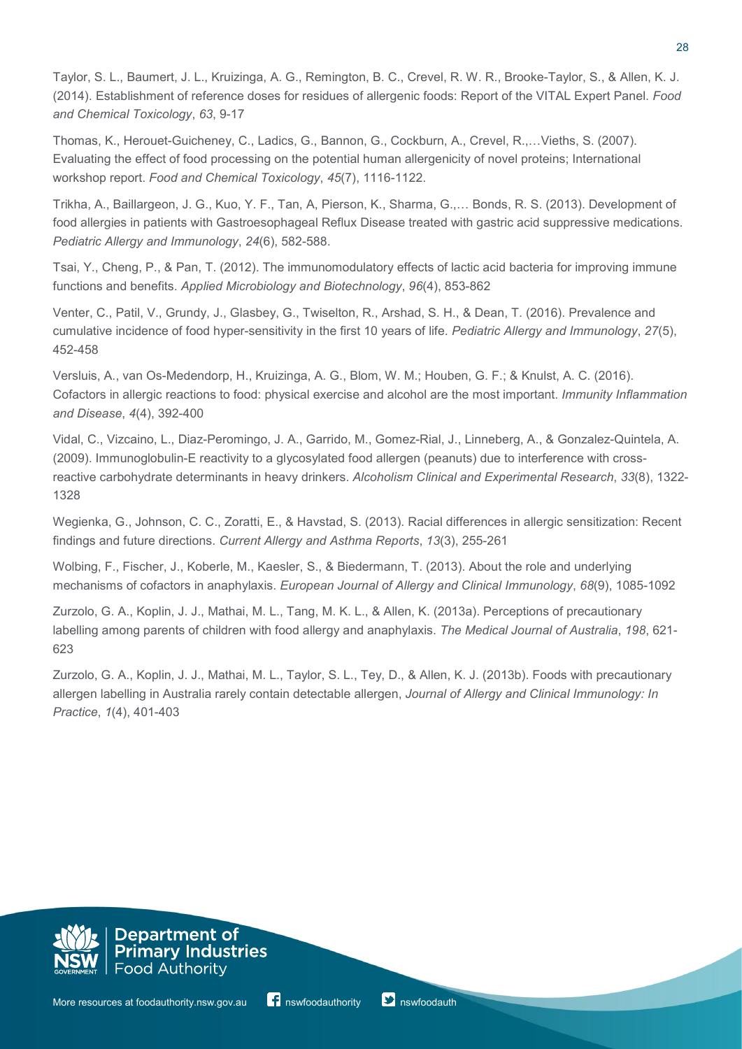Taylor, S. L., Baumert, J. L., Kruizinga, A. G., Remington, B. C., Crevel, R. W. R., Brooke-Taylor, S., & Allen, K. J. (2014). Establishment of reference doses for residues of allergenic foods: Report of the VITAL Expert Panel. *Food and Chemical Toxicology*, *63*, 9-17

Thomas, K., Herouet-Guicheney, C., Ladics, G., Bannon, G., Cockburn, A., Crevel, R.,…Vieths, S. (2007). Evaluating the effect of food processing on the potential human allergenicity of novel proteins; International workshop report. *Food and Chemical Toxicology*, *45*(7), 1116-1122.

Trikha, A., Baillargeon, J. G., Kuo, Y. F., Tan, A, Pierson, K., Sharma, G.,… Bonds, R. S. (2013). Development of food allergies in patients with Gastroesophageal Reflux Disease treated with gastric acid suppressive medications. *Pediatric Allergy and Immunology*, *24*(6), 582-588.

Tsai, Y., Cheng, P., & Pan, T. (2012). The immunomodulatory effects of lactic acid bacteria for improving immune functions and benefits. *Applied Microbiology and Biotechnology*, *96*(4), 853-862

Venter, C., Patil, V., Grundy, J., Glasbey, G., Twiselton, R., Arshad, S. H., & Dean, T. (2016). Prevalence and cumulative incidence of food hyper-sensitivity in the first 10 years of life. *Pediatric Allergy and Immunology*, *27*(5), 452-458

Versluis, A., van Os-Medendorp, H., Kruizinga, A. G., Blom, W. M.; Houben, G. F.; & Knulst, A. C. (2016). Cofactors in allergic reactions to food: physical exercise and alcohol are the most important. *Immunity Inflammation and Disease*, *4*(4), 392-400

Vidal, C., Vizcaino, L., Diaz-Peromingo, J. A., Garrido, M., Gomez-Rial, J., Linneberg, A., & Gonzalez-Quintela, A. (2009). Immunoglobulin-E reactivity to a glycosylated food allergen (peanuts) due to interference with cross-reactive carbohydrate determinants in heavy drinkers. *Alcoholism Clinical and Experimental Research*, *33*(8), 1322-1328

Wegienka, G., Johnson, C. C., Zoratti, E., & Havstad, S. (2013). Racial differences in allergic sensitization: Recent findings and future directions. *Current Allergy and Asthma Reports*, *13*(3), 255-261

Wolbing, F., Fischer, J., Koberle, M., Kaesler, S., & Biedermann, T. (2013). About the role and underlying mechanisms of cofactors in anaphylaxis. *European Journal of Allergy and Clinical Immunology*, *68*(9), 1085-1092

Zurzolo, G. A., Koplin, J. J., Mathai, M. L., Tang, M. K. L., & Allen, K. (2013a). Perceptions of precautionary labelling among parents of children with food allergy and anaphylaxis. *The Medical Journal of Australia*, *198*, 621-623

Zurzolo, G. A., Koplin, J. J., Mathai, M. L., Taylor, S. L., Tey, D., & Allen, K. J. (2013b). Foods with precautionary allergen labelling in Australia rarely contain detectable allergen, *Journal of Allergy and Clinical Immunology: In Practice*, *1*(4), 401-403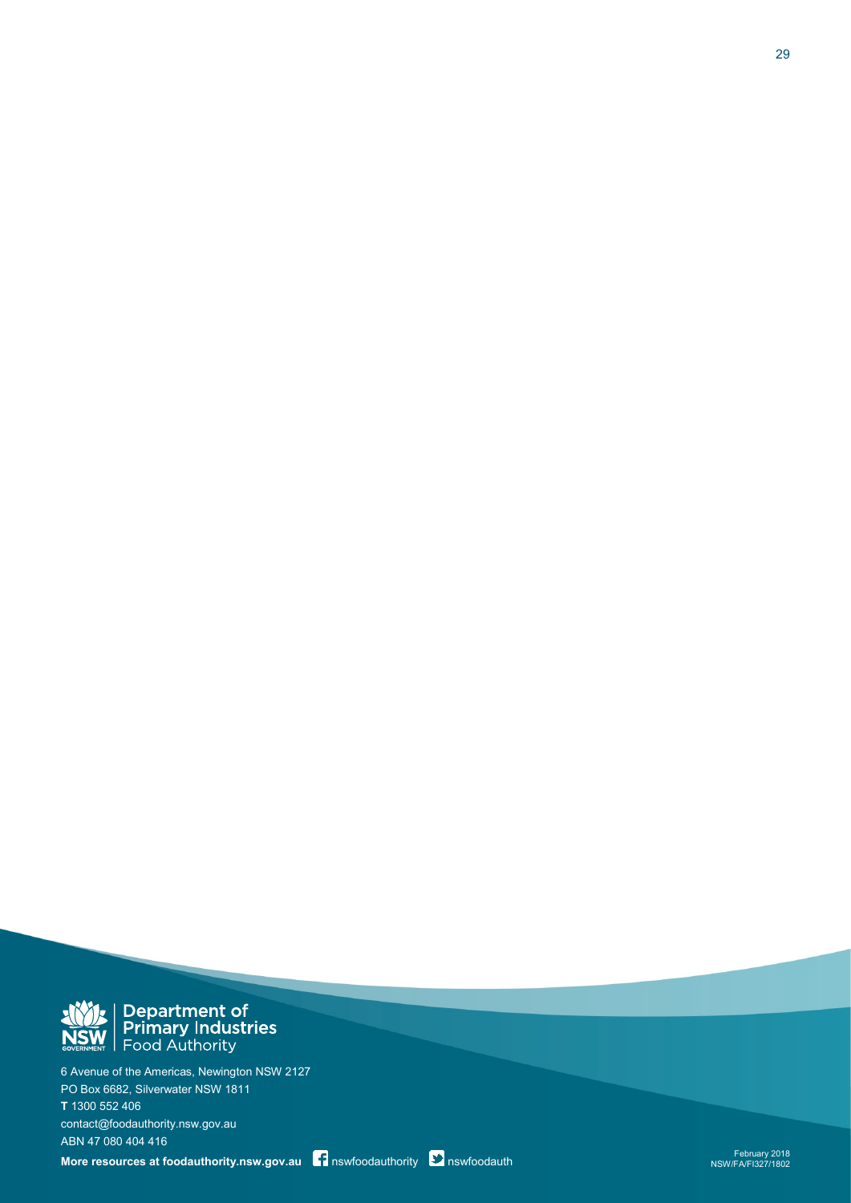Department of Primary Industries
Food Authority

6 Avenue of the Americas, Newington NSW 2127
PO Box 6682, Silverwater NSW 1811
**T** 1300 552 406
contact@foodauthority.nsw.gov.au
ABN 47 080 404 416

**More resources at foodauthority.nsw.gov.au** nswfoodauthority nswfoodauth

February 2018
NSW/FA/FI327/1802